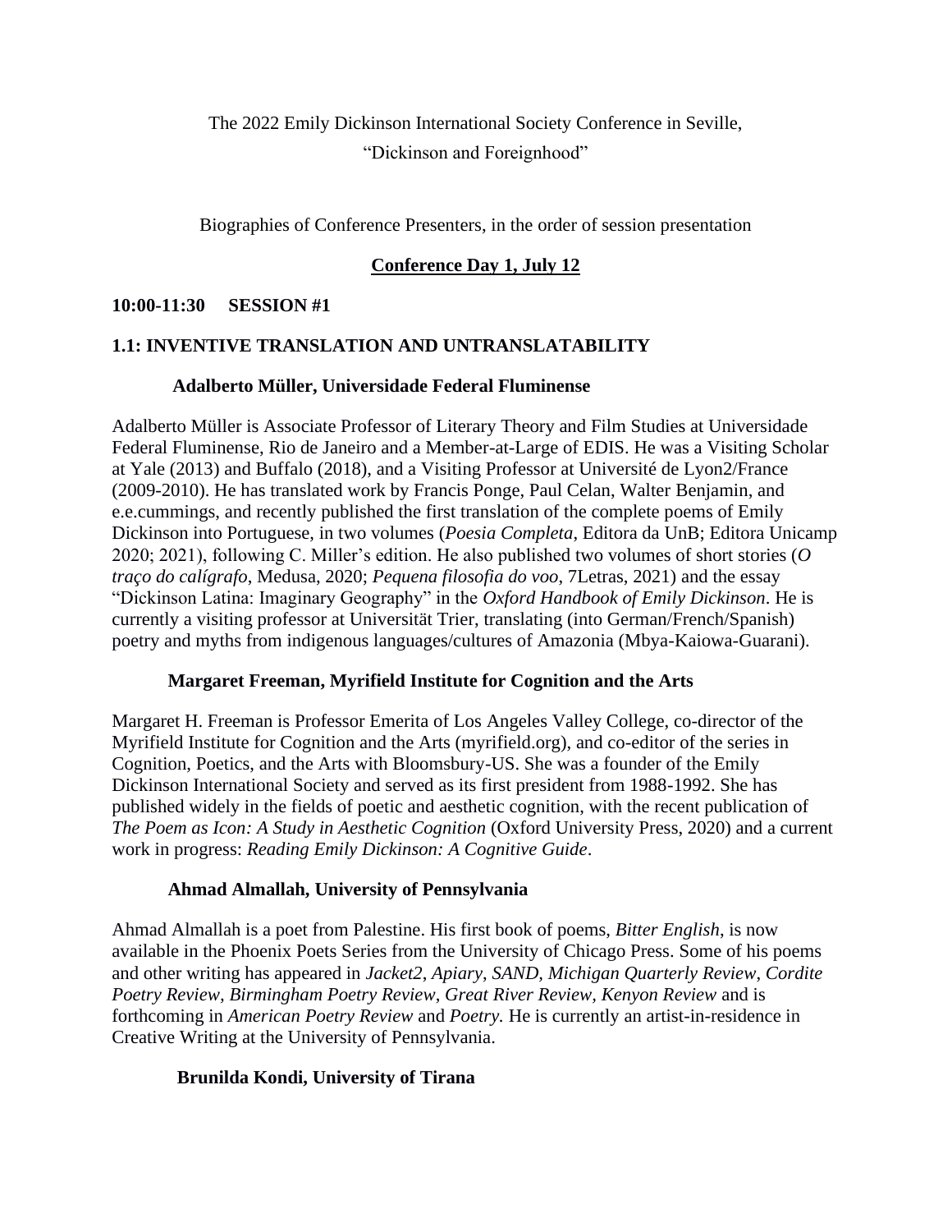# The 2022 Emily Dickinson International Society Conference in Seville, "Dickinson and Foreignhood"

Biographies of Conference Presenters, in the order of session presentation

## Conference Day 1, July 12

### 10:00-11:30 SESSION #1

### 1.1: INVENTIVE TRANSLATION AND UNTRANSLATABILITY

**Adalberto Müller, Universidade Federal Fluminense**

Adalberto Müller is Associate Professor of Literary Theory and Film Studies at Universidade Federal Fluminense, Rio de Janeiro and a Member-at-Large of EDIS. He was a Visiting Scholar at Yale (2013) and Buffalo (2018), and a Visiting Professor at Université de Lyon2/France (2009-2010). He has translated work by Francis Ponge, Paul Celan, Walter Benjamin, and e.e.cummings, and recently published the first translation of the complete poems of Emily Dickinson into Portuguese, in two volumes (*Poesia Completa*, Editora da UnB; Editora Unicamp 2020; 2021), following C. Miller's edition. He also published two volumes of short stories (*O traço do calígrafo*, Medusa, 2020; *Pequena filosofia do voo*, 7Letras, 2021) and the essay "Dickinson Latina: Imaginary Geography" in the *Oxford Handbook of Emily Dickinson*. He is currently a visiting professor at Universität Trier, translating (into German/French/Spanish) poetry and myths from indigenous languages/cultures of Amazonia (Mbya-Kaiowa-Guarani).

**Margaret Freeman, Myrifield Institute for Cognition and the Arts**

Margaret H. Freeman is Professor Emerita of Los Angeles Valley College, co-director of the Myrifield Institute for Cognition and the Arts (myrifield.org), and co-editor of the series in Cognition, Poetics, and the Arts with Bloomsbury-US. She was a founder of the Emily Dickinson International Society and served as its first president from 1988-1992. She has published widely in the fields of poetic and aesthetic cognition, with the recent publication of *The Poem as Icon: A Study in Aesthetic Cognition* (Oxford University Press, 2020) and a current work in progress: *Reading Emily Dickinson: A Cognitive Guide*.

**Ahmad Almallah, University of Pennsylvania**

Ahmad Almallah is a poet from Palestine. His first book of poems, *Bitter English*, is now available in the Phoenix Poets Series from the University of Chicago Press. Some of his poems and other writing has appeared in *Jacket2*, *Apiary*, *SAND*, *Michigan Quarterly Review*, *Cordite Poetry Review*, *Birmingham Poetry Review*, *Great River Review, Kenyon Review* and is forthcoming in *American Poetry Review* and *Poetry.* He is currently an artist-in-residence in Creative Writing at the University of Pennsylvania.

**Brunilda Kondi, University of Tirana**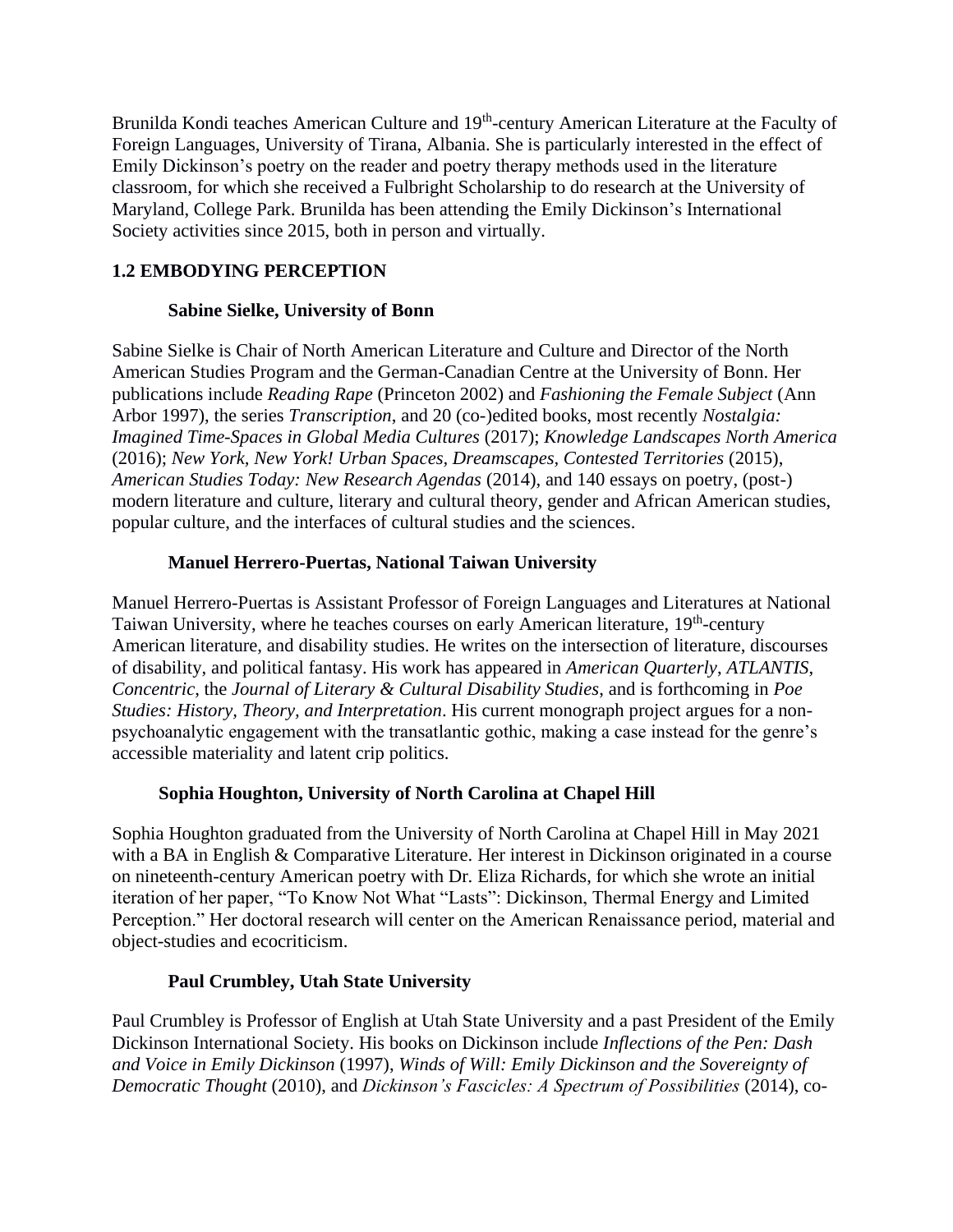Brunilda Kondi teaches American Culture and 19th-century American Literature at the Faculty of Foreign Languages, University of Tirana, Albania. She is particularly interested in the effect of Emily Dickinson's poetry on the reader and poetry therapy methods used in the literature classroom, for which she received a Fulbright Scholarship to do research at the University of Maryland, College Park. Brunilda has been attending the Emily Dickinson's International Society activities since 2015, both in person and virtually.

## 1.2 EMBODYING PERCEPTION

### Sabine Sielke, University of Bonn

Sabine Sielke is Chair of North American Literature and Culture and Director of the North American Studies Program and the German-Canadian Centre at the University of Bonn. Her publications include *Reading Rape* (Princeton 2002) and *Fashioning the Female Subject* (Ann Arbor 1997), the series *Transcription*, and 20 (co-)edited books, most recently *Nostalgia: Imagined Time-Spaces in Global Media Cultures* (2017); *Knowledge Landscapes North America* (2016); *New York, New York! Urban Spaces, Dreamscapes, Contested Territories* (2015), *American Studies Today: New Research Agendas* (2014), and 140 essays on poetry, (post-) modern literature and culture, literary and cultural theory, gender and African American studies, popular culture, and the interfaces of cultural studies and the sciences.

### Manuel Herrero-Puertas, National Taiwan University

Manuel Herrero-Puertas is Assistant Professor of Foreign Languages and Literatures at National Taiwan University, where he teaches courses on early American literature, 19th-century American literature, and disability studies. He writes on the intersection of literature, discourses of disability, and political fantasy. His work has appeared in *American Quarterly*, *ATLANTIS*, *Concentric*, the *Journal of Literary & Cultural Disability Studies*, and is forthcoming in *Poe Studies: History, Theory, and Interpretation*. His current monograph project argues for a non-psychoanalytic engagement with the transatlantic gothic, making a case instead for the genre's accessible materiality and latent crip politics.

### Sophia Houghton, University of North Carolina at Chapel Hill

Sophia Houghton graduated from the University of North Carolina at Chapel Hill in May 2021 with a BA in English & Comparative Literature. Her interest in Dickinson originated in a course on nineteenth-century American poetry with Dr. Eliza Richards, for which she wrote an initial iteration of her paper, "To Know Not What "Lasts": Dickinson, Thermal Energy and Limited Perception." Her doctoral research will center on the American Renaissance period, material and object-studies and ecocriticism.

### Paul Crumbley, Utah State University

Paul Crumbley is Professor of English at Utah State University and a past President of the Emily Dickinson International Society. His books on Dickinson include *Inflections of the Pen: Dash and Voice in Emily Dickinson* (1997), *Winds of Will: Emily Dickinson and the Sovereignty of Democratic Thought* (2010), and *Dickinson's Fascicles: A Spectrum of Possibilities* (2014), co-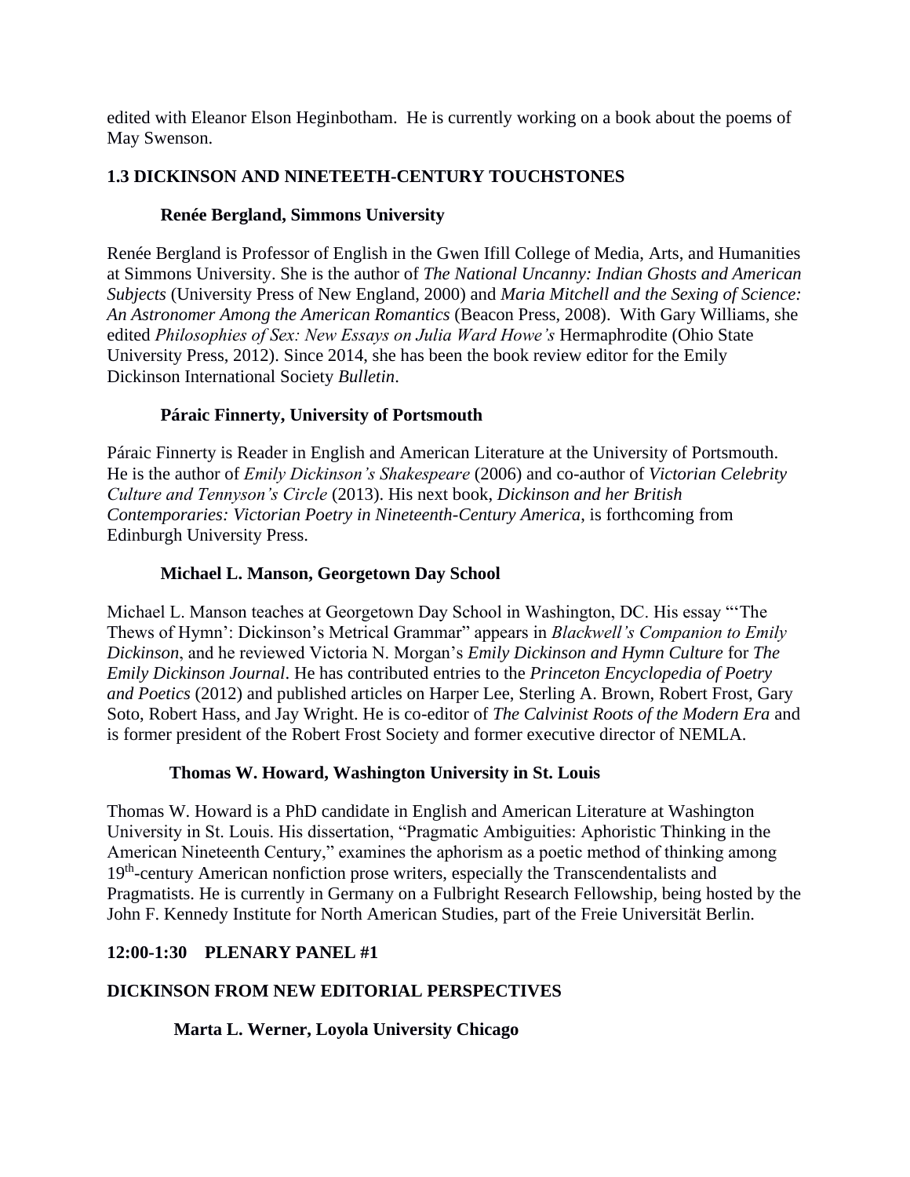edited with Eleanor Elson Heginbotham. He is currently working on a book about the poems of May Swenson.

## 1.3 DICKINSON AND NINETEETH-CENTURY TOUCHSTONES

### Renée Bergland, Simmons University

Renée Bergland is Professor of English in the Gwen Ifill College of Media, Arts, and Humanities at Simmons University. She is the author of *The National Uncanny: Indian Ghosts and American Subjects* (University Press of New England, 2000) and *Maria Mitchell and the Sexing of Science: An Astronomer Among the American Romantics* (Beacon Press, 2008). With Gary Williams, she edited *Philosophies of Sex: New Essays on Julia Ward Howe's* Hermaphrodite (Ohio State University Press, 2012). Since 2014, she has been the book review editor for the Emily Dickinson International Society *Bulletin*.

### Páraic Finnerty, University of Portsmouth

Páraic Finnerty is Reader in English and American Literature at the University of Portsmouth. He is the author of *Emily Dickinson's Shakespeare* (2006) and co-author of *Victorian Celebrity Culture and Tennyson's Circle* (2013). His next book, *Dickinson and her British Contemporaries: Victorian Poetry in Nineteenth-Century America*, is forthcoming from Edinburgh University Press.

### Michael L. Manson, Georgetown Day School

Michael L. Manson teaches at Georgetown Day School in Washington, DC. His essay "'The Thews of Hymn': Dickinson's Metrical Grammar" appears in *Blackwell's Companion to Emily Dickinson*, and he reviewed Victoria N. Morgan's *Emily Dickinson and Hymn Culture* for *The Emily Dickinson Journal*. He has contributed entries to the *Princeton Encyclopedia of Poetry and Poetics* (2012) and published articles on Harper Lee, Sterling A. Brown, Robert Frost, Gary Soto, Robert Hass, and Jay Wright. He is co-editor of *The Calvinist Roots of the Modern Era* and is former president of the Robert Frost Society and former executive director of NEMLA.

### Thomas W. Howard, Washington University in St. Louis

Thomas W. Howard is a PhD candidate in English and American Literature at Washington University in St. Louis. His dissertation, "Pragmatic Ambiguities: Aphoristic Thinking in the American Nineteenth Century," examines the aphorism as a poetic method of thinking among 19th-century American nonfiction prose writers, especially the Transcendentalists and Pragmatists. He is currently in Germany on a Fulbright Research Fellowship, being hosted by the John F. Kennedy Institute for North American Studies, part of the Freie Universität Berlin.

## 12:00-1:30 PLENARY PANEL #1

## DICKINSON FROM NEW EDITORIAL PERSPECTIVES

### Marta L. Werner, Loyola University Chicago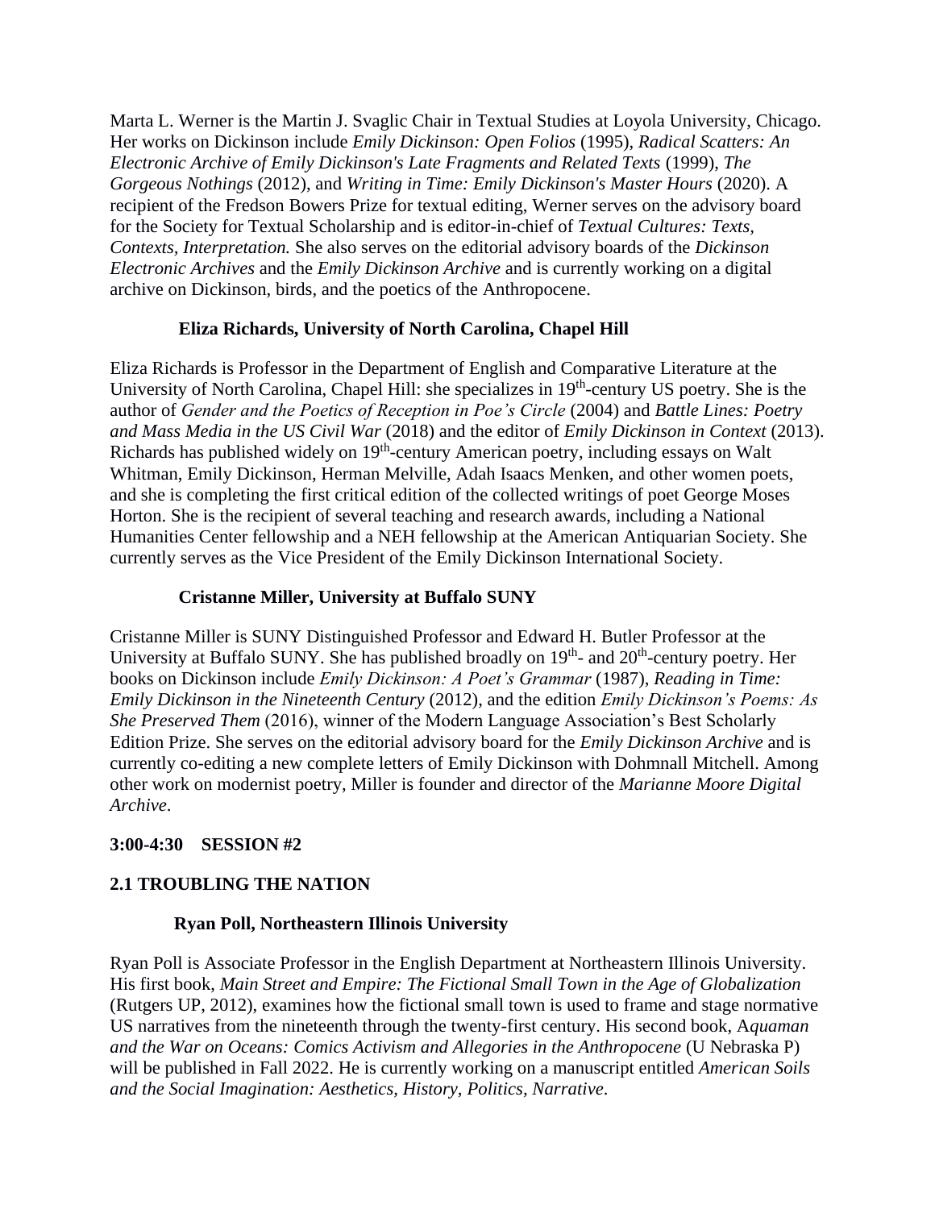Marta L. Werner is the Martin J. Svaglic Chair in Textual Studies at Loyola University, Chicago. Her works on Dickinson include *Emily Dickinson: Open Folios* (1995), *Radical Scatters: An Electronic Archive of Emily Dickinson's Late Fragments and Related Texts* (1999), *The Gorgeous Nothings* (2012), and *Writing in Time: Emily Dickinson's Master Hours* (2020). A recipient of the Fredson Bowers Prize for textual editing, Werner serves on the advisory board for the Society for Textual Scholarship and is editor-in-chief of *Textual Cultures: Texts, Contexts, Interpretation.* She also serves on the editorial advisory boards of the *Dickinson Electronic Archives* and the *Emily Dickinson Archive* and is currently working on a digital archive on Dickinson, birds, and the poetics of the Anthropocene.

**Eliza Richards, University of North Carolina, Chapel Hill**

Eliza Richards is Professor in the Department of English and Comparative Literature at the University of North Carolina, Chapel Hill: she specializes in 19th-century US poetry. She is the author of *Gender and the Poetics of Reception in Poe's Circle* (2004) and *Battle Lines: Poetry and Mass Media in the US Civil War* (2018) and the editor of *Emily Dickinson in Context* (2013). Richards has published widely on 19th-century American poetry, including essays on Walt Whitman, Emily Dickinson, Herman Melville, Adah Isaacs Menken, and other women poets, and she is completing the first critical edition of the collected writings of poet George Moses Horton. She is the recipient of several teaching and research awards, including a National Humanities Center fellowship and a NEH fellowship at the American Antiquarian Society. She currently serves as the Vice President of the Emily Dickinson International Society.

**Cristanne Miller, University at Buffalo SUNY**

Cristanne Miller is SUNY Distinguished Professor and Edward H. Butler Professor at the University at Buffalo SUNY. She has published broadly on 19th- and 20th-century poetry. Her books on Dickinson include *Emily Dickinson: A Poet's Grammar* (1987), *Reading in Time: Emily Dickinson in the Nineteenth Century* (2012), and the edition *Emily Dickinson's Poems: As She Preserved Them* (2016), winner of the Modern Language Association's Best Scholarly Edition Prize. She serves on the editorial advisory board for the *Emily Dickinson Archive* and is currently co-editing a new complete letters of Emily Dickinson with Dohmnall Mitchell. Among other work on modernist poetry, Miller is founder and director of the *Marianne Moore Digital Archive*.

**3:00-4:30 SESSION #2**

**2.1 TROUBLING THE NATION**

**Ryan Poll, Northeastern Illinois University**

Ryan Poll is Associate Professor in the English Department at Northeastern Illinois University. His first book, *Main Street and Empire: The Fictional Small Town in the Age of Globalization* (Rutgers UP, 2012), examines how the fictional small town is used to frame and stage normative US narratives from the nineteenth through the twenty-first century. His second book, *Aquaman and the War on Oceans: Comics Activism and Allegories in the Anthropocene* (U Nebraska P) will be published in Fall 2022. He is currently working on a manuscript entitled *American Soils and the Social Imagination: Aesthetics, History, Politics, Narrative*.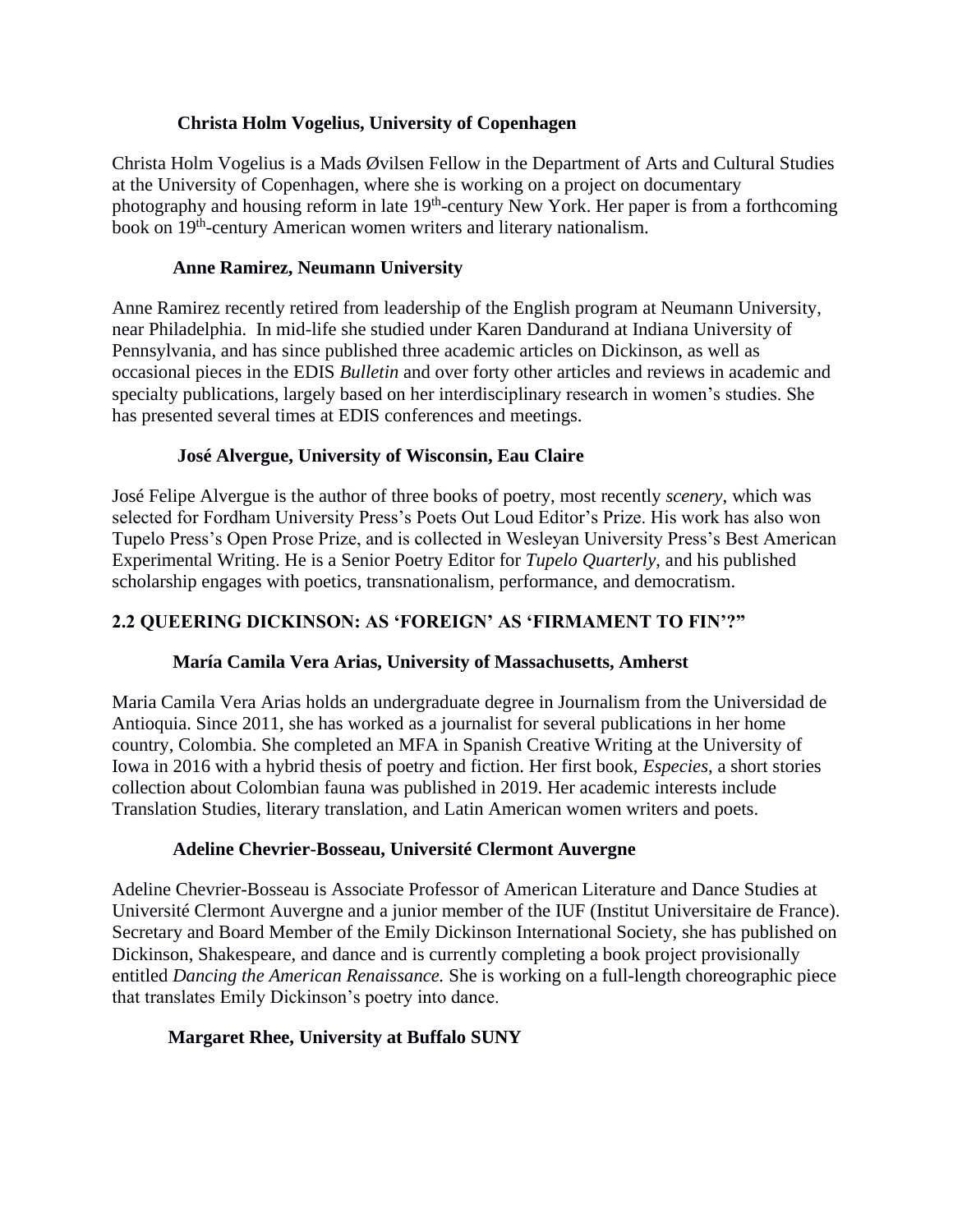### Christa Holm Vogelius, University of Copenhagen

Christa Holm Vogelius is a Mads Øvilsen Fellow in the Department of Arts and Cultural Studies at the University of Copenhagen, where she is working on a project on documentary photography and housing reform in late 19th-century New York. Her paper is from a forthcoming book on 19th-century American women writers and literary nationalism.

### Anne Ramirez, Neumann University

Anne Ramirez recently retired from leadership of the English program at Neumann University, near Philadelphia. In mid-life she studied under Karen Dandurand at Indiana University of Pennsylvania, and has since published three academic articles on Dickinson, as well as occasional pieces in the EDIS *Bulletin* and over forty other articles and reviews in academic and specialty publications, largely based on her interdisciplinary research in women's studies. She has presented several times at EDIS conferences and meetings.

### José Alvergue, University of Wisconsin, Eau Claire

José Felipe Alvergue is the author of three books of poetry, most recently *scenery*, which was selected for Fordham University Press's Poets Out Loud Editor's Prize. His work has also won Tupelo Press's Open Prose Prize, and is collected in Wesleyan University Press's Best American Experimental Writing. He is a Senior Poetry Editor for *Tupelo Quarterly*, and his published scholarship engages with poetics, transnationalism, performance, and democratism.

## 2.2 QUEERING DICKINSON: AS 'FOREIGN' AS 'FIRMAMENT TO FIN'?"

### María Camila Vera Arias, University of Massachusetts, Amherst

Maria Camila Vera Arias holds an undergraduate degree in Journalism from the Universidad de Antioquia. Since 2011, she has worked as a journalist for several publications in her home country, Colombia. She completed an MFA in Spanish Creative Writing at the University of Iowa in 2016 with a hybrid thesis of poetry and fiction. Her first book, *Especies*, a short stories collection about Colombian fauna was published in 2019. Her academic interests include Translation Studies, literary translation, and Latin American women writers and poets.

### Adeline Chevrier-Bosseau, Université Clermont Auvergne

Adeline Chevrier-Bosseau is Associate Professor of American Literature and Dance Studies at Université Clermont Auvergne and a junior member of the IUF (Institut Universitaire de France). Secretary and Board Member of the Emily Dickinson International Society, she has published on Dickinson, Shakespeare, and dance and is currently completing a book project provisionally entitled *Dancing the American Renaissance.* She is working on a full-length choreographic piece that translates Emily Dickinson's poetry into dance.

### Margaret Rhee, University at Buffalo SUNY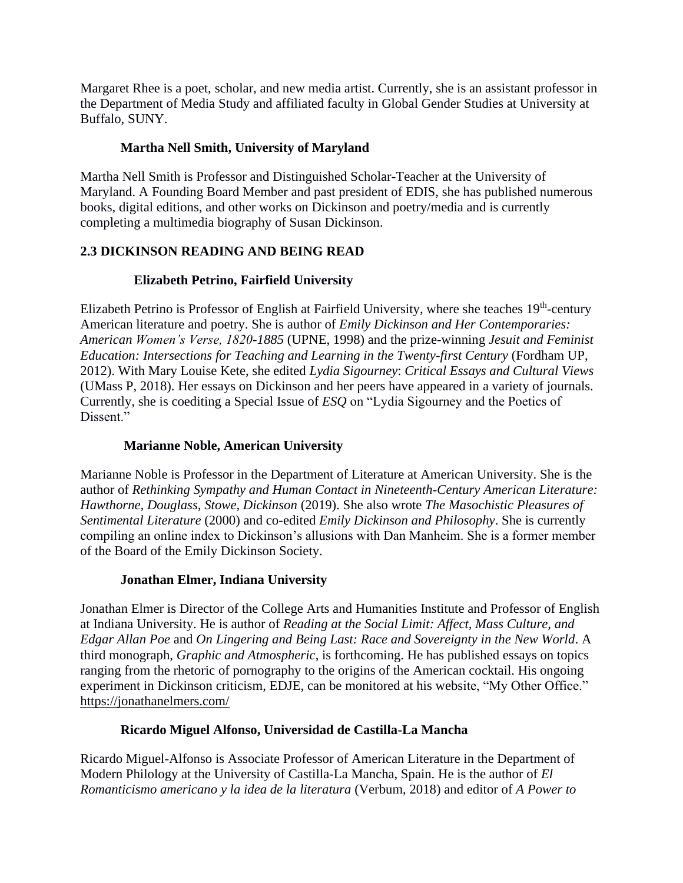Margaret Rhee is a poet, scholar, and new media artist. Currently, she is an assistant professor in the Department of Media Study and affiliated faculty in Global Gender Studies at University at Buffalo, SUNY.

**Martha Nell Smith, University of Maryland**

Martha Nell Smith is Professor and Distinguished Scholar-Teacher at the University of Maryland. A Founding Board Member and past president of EDIS, she has published numerous books, digital editions, and other works on Dickinson and poetry/media and is currently completing a multimedia biography of Susan Dickinson.

## 2.3 DICKINSON READING AND BEING READ

**Elizabeth Petrino, Fairfield University**

Elizabeth Petrino is Professor of English at Fairfield University, where she teaches 19th-century American literature and poetry. She is author of *Emily Dickinson and Her Contemporaries: American Women's Verse, 1820-1885* (UPNE, 1998) and the prize-winning *Jesuit and Feminist Education: Intersections for Teaching and Learning in the Twenty-first Century* (Fordham UP, 2012). With Mary Louise Kete, she edited *Lydia Sigourney*: *Critical Essays and Cultural Views* (UMass P, 2018). Her essays on Dickinson and her peers have appeared in a variety of journals. Currently, she is coediting a Special Issue of *ESQ* on "Lydia Sigourney and the Poetics of Dissent."

**Marianne Noble, American University**

Marianne Noble is Professor in the Department of Literature at American University. She is the author of *Rethinking Sympathy and Human Contact in Nineteenth-Century American Literature: Hawthorne, Douglass, Stowe, Dickinson* (2019). She also wrote *The Masochistic Pleasures of Sentimental Literature* (2000) and co-edited *Emily Dickinson and Philosophy*. She is currently compiling an online index to Dickinson's allusions with Dan Manheim. She is a former member of the Board of the Emily Dickinson Society.

**Jonathan Elmer, Indiana University**

Jonathan Elmer is Director of the College Arts and Humanities Institute and Professor of English at Indiana University. He is author of *Reading at the Social Limit: Affect, Mass Culture, and Edgar Allan Poe* and *On Lingering and Being Last: Race and Sovereignty in the New World*. A third monograph, *Graphic and Atmospheric*, is forthcoming. He has published essays on topics ranging from the rhetoric of pornography to the origins of the American cocktail. His ongoing experiment in Dickinson criticism, EDJE, can be monitored at his website, "My Other Office." https://jonathanelmers.com/

**Ricardo Miguel Alfonso, Universidad de Castilla-La Mancha**

Ricardo Miguel-Alfonso is Associate Professor of American Literature in the Department of Modern Philology at the University of Castilla-La Mancha, Spain. He is the author of *El Romanticismo americano y la idea de la literatura* (Verbum, 2018) and editor of *A Power to*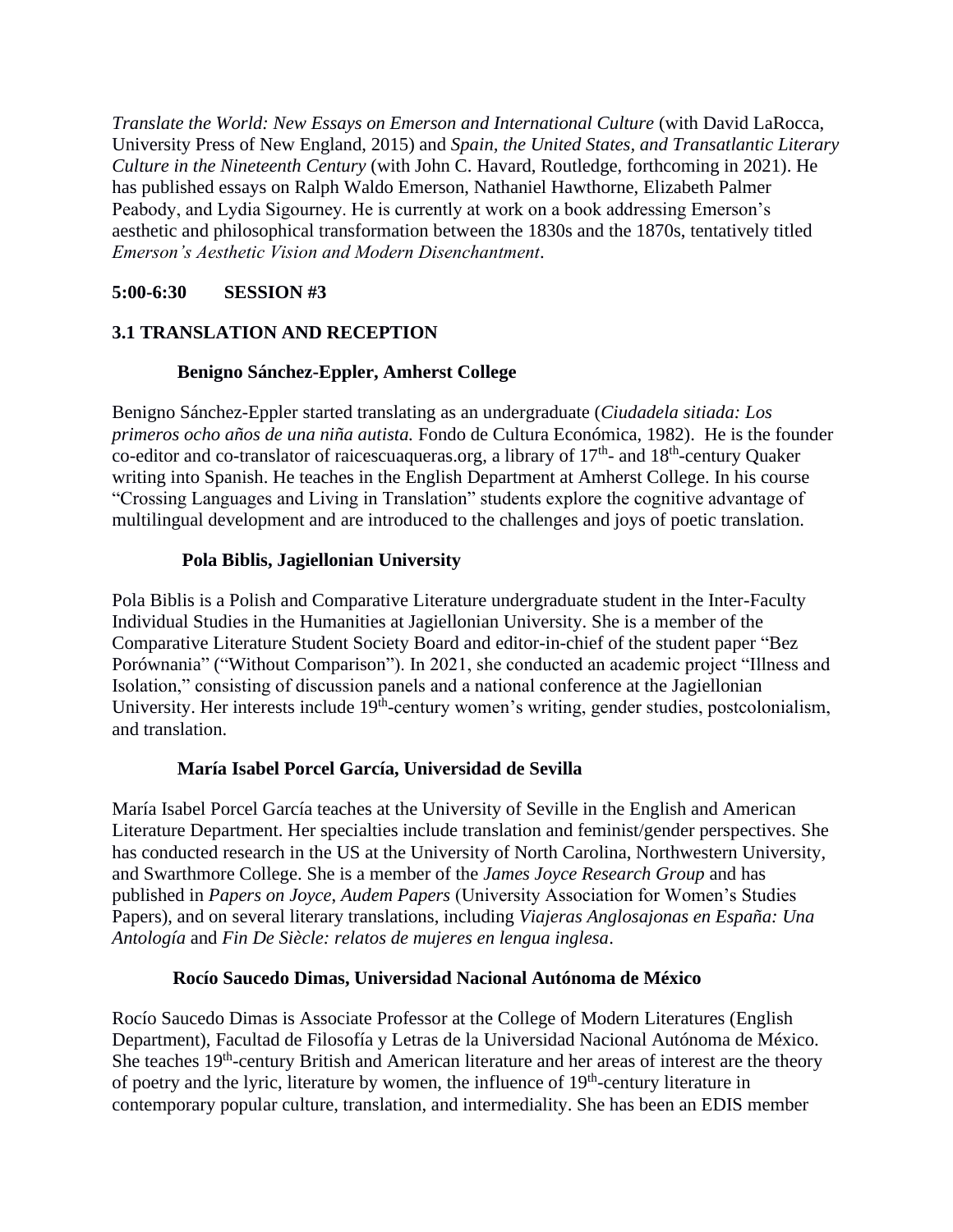*Translate the World: New Essays on Emerson and International Culture* (with David LaRocca, University Press of New England, 2015) and *Spain, the United States, and Transatlantic Literary Culture in the Nineteenth Century* (with John C. Havard, Routledge, forthcoming in 2021). He has published essays on Ralph Waldo Emerson, Nathaniel Hawthorne, Elizabeth Palmer Peabody, and Lydia Sigourney. He is currently at work on a book addressing Emerson's aesthetic and philosophical transformation between the 1830s and the 1870s, tentatively titled *Emerson's Aesthetic Vision and Modern Disenchantment*.

**5:00-6:30 SESSION #3**

## 3.1 TRANSLATION AND RECEPTION

### Benigno Sánchez-Eppler, Amherst College

Benigno Sánchez-Eppler started translating as an undergraduate (*Ciudadela sitiada: Los primeros ocho años de una niña autista.* Fondo de Cultura Económica, 1982). He is the founder co-editor and co-translator of raicescuaqueras.org, a library of 17th- and 18th-century Quaker writing into Spanish. He teaches in the English Department at Amherst College. In his course "Crossing Languages and Living in Translation" students explore the cognitive advantage of multilingual development and are introduced to the challenges and joys of poetic translation.

### Pola Biblis, Jagiellonian University

Pola Biblis is a Polish and Comparative Literature undergraduate student in the Inter-Faculty Individual Studies in the Humanities at Jagiellonian University. She is a member of the Comparative Literature Student Society Board and editor-in-chief of the student paper "Bez Porównania" ("Without Comparison"). In 2021, she conducted an academic project "Illness and Isolation," consisting of discussion panels and a national conference at the Jagiellonian University. Her interests include 19th-century women's writing, gender studies, postcolonialism, and translation.

### María Isabel Porcel García, Universidad de Sevilla

María Isabel Porcel García teaches at the University of Seville in the English and American Literature Department. Her specialties include translation and feminist/gender perspectives. She has conducted research in the US at the University of North Carolina, Northwestern University, and Swarthmore College. She is a member of the *James Joyce Research Group* and has published in *Papers on Joyce, Audem Papers* (University Association for Women's Studies Papers), and on several literary translations, including *Viajeras Anglosajonas en España: Una Antología* and *Fin De Siècle: relatos de mujeres en lengua inglesa*.

### Rocío Saucedo Dimas, Universidad Nacional Autónoma de México

Rocío Saucedo Dimas is Associate Professor at the College of Modern Literatures (English Department), Facultad de Filosofía y Letras de la Universidad Nacional Autónoma de México. She teaches 19th-century British and American literature and her areas of interest are the theory of poetry and the lyric, literature by women, the influence of 19th-century literature in contemporary popular culture, translation, and intermediality. She has been an EDIS member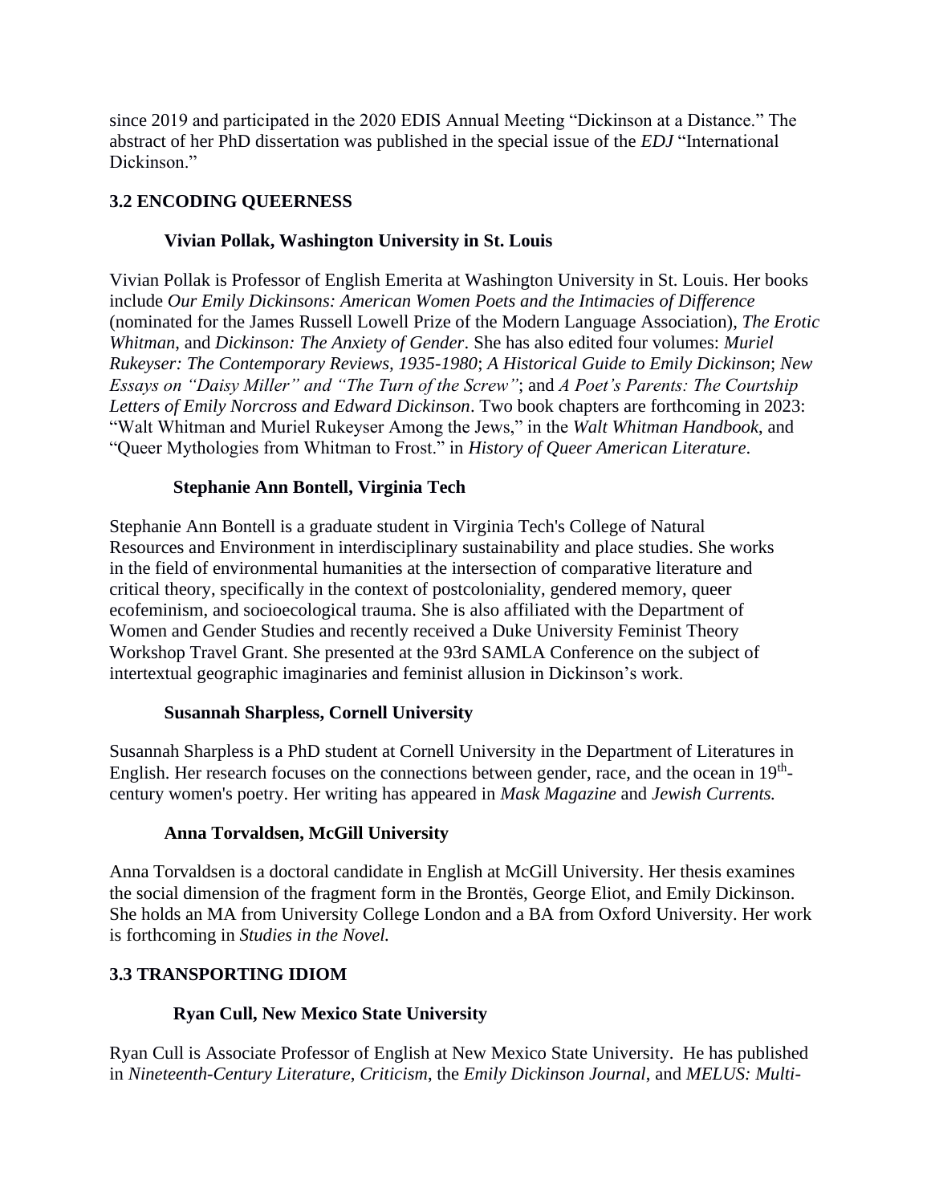since 2019 and participated in the 2020 EDIS Annual Meeting "Dickinson at a Distance." The abstract of her PhD dissertation was published in the special issue of the *EDJ* "International Dickinson."

## 3.2 ENCODING QUEERNESS

### Vivian Pollak, Washington University in St. Louis

Vivian Pollak is Professor of English Emerita at Washington University in St. Louis. Her books include *Our Emily Dickinsons: American Women Poets and the Intimacies of Difference* (nominated for the James Russell Lowell Prize of the Modern Language Association), *The Erotic Whitman*, and *Dickinson: The Anxiety of Gender*. She has also edited four volumes: *Muriel Rukeyser: The Contemporary Reviews, 1935-1980*; *A Historical Guide to Emily Dickinson*; *New Essays on "Daisy Miller" and "The Turn of the Screw"*; and *A Poet's Parents: The Courtship Letters of Emily Norcross and Edward Dickinson*. Two book chapters are forthcoming in 2023: "Walt Whitman and Muriel Rukeyser Among the Jews," in the *Walt Whitman Handbook*, and "Queer Mythologies from Whitman to Frost." in *History of Queer American Literature*.

### Stephanie Ann Bontell, Virginia Tech

Stephanie Ann Bontell is a graduate student in Virginia Tech's College of Natural Resources and Environment in interdisciplinary sustainability and place studies. She works in the field of environmental humanities at the intersection of comparative literature and critical theory, specifically in the context of postcoloniality, gendered memory, queer ecofeminism, and socioecological trauma. She is also affiliated with the Department of Women and Gender Studies and recently received a Duke University Feminist Theory Workshop Travel Grant. She presented at the 93rd SAMLA Conference on the subject of intertextual geographic imaginaries and feminist allusion in Dickinson's work.

### Susannah Sharpless, Cornell University

Susannah Sharpless is a PhD student at Cornell University in the Department of Literatures in English. Her research focuses on the connections between gender, race, and the ocean in 19th-century women's poetry. Her writing has appeared in *Mask Magazine* and *Jewish Currents.*

### Anna Torvaldsen, McGill University

Anna Torvaldsen is a doctoral candidate in English at McGill University. Her thesis examines the social dimension of the fragment form in the Brontës, George Eliot, and Emily Dickinson. She holds an MA from University College London and a BA from Oxford University. Her work is forthcoming in *Studies in the Novel.*

## 3.3 TRANSPORTING IDIOM

### Ryan Cull, New Mexico State University

Ryan Cull is Associate Professor of English at New Mexico State University. He has published in *Nineteenth-Century Literature*, *Criticism*, the *Emily Dickinson Journal*, and *MELUS: Multi-*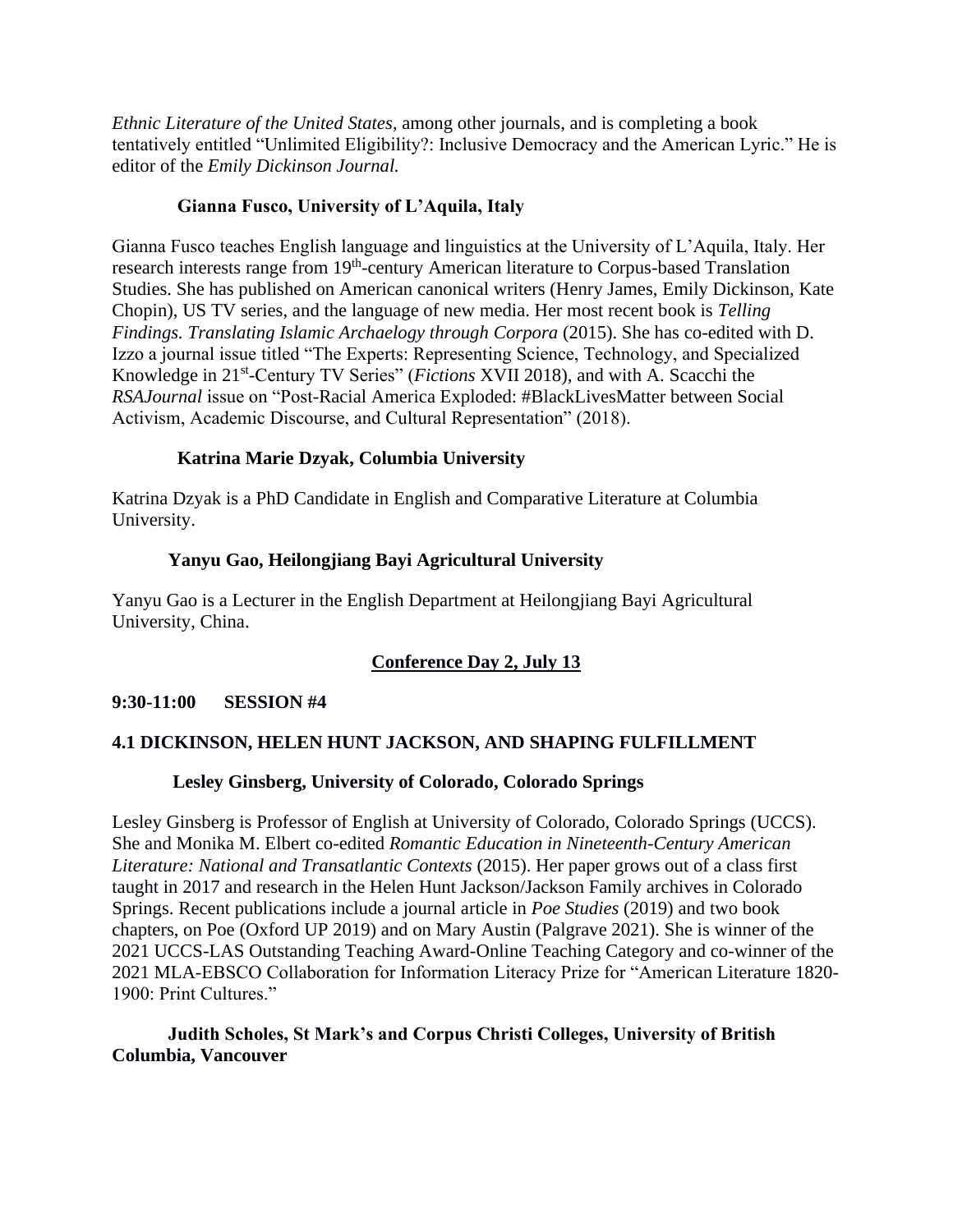*Ethnic Literature of the United States*, among other journals, and is completing a book tentatively entitled "Unlimited Eligibility?: Inclusive Democracy and the American Lyric." He is editor of the *Emily Dickinson Journal.*

**Gianna Fusco, University of L'Aquila, Italy**

Gianna Fusco teaches English language and linguistics at the University of L'Aquila, Italy. Her research interests range from 19th-century American literature to Corpus-based Translation Studies. She has published on American canonical writers (Henry James, Emily Dickinson, Kate Chopin), US TV series, and the language of new media. Her most recent book is *Telling Findings. Translating Islamic Archaelogy through Corpora* (2015). She has co-edited with D. Izzo a journal issue titled "The Experts: Representing Science, Technology, and Specialized Knowledge in 21st-Century TV Series" (*Fictions* XVII 2018), and with A. Scacchi the *RSAJournal* issue on "Post-Racial America Exploded: #BlackLivesMatter between Social Activism, Academic Discourse, and Cultural Representation" (2018).

**Katrina Marie Dzyak, Columbia University**

Katrina Dzyak is a PhD Candidate in English and Comparative Literature at Columbia University.

**Yanyu Gao, Heilongjiang Bayi Agricultural University**

Yanyu Gao is a Lecturer in the English Department at Heilongjiang Bayi Agricultural University, China.

## Conference Day 2, July 13

**9:30-11:00 SESSION #4**

### 4.1 DICKINSON, HELEN HUNT JACKSON, AND SHAPING FULFILLMENT

**Lesley Ginsberg, University of Colorado, Colorado Springs**

Lesley Ginsberg is Professor of English at University of Colorado, Colorado Springs (UCCS). She and Monika M. Elbert co-edited *Romantic Education in Nineteenth-Century American Literature: National and Transatlantic Contexts* (2015). Her paper grows out of a class first taught in 2017 and research in the Helen Hunt Jackson/Jackson Family archives in Colorado Springs. Recent publications include a journal article in *Poe Studies* (2019) and two book chapters, on Poe (Oxford UP 2019) and on Mary Austin (Palgrave 2021). She is winner of the 2021 UCCS-LAS Outstanding Teaching Award-Online Teaching Category and co-winner of the 2021 MLA-EBSCO Collaboration for Information Literacy Prize for "American Literature 1820-1900: Print Cultures."

**Judith Scholes, St Mark's and Corpus Christi Colleges, University of British Columbia, Vancouver**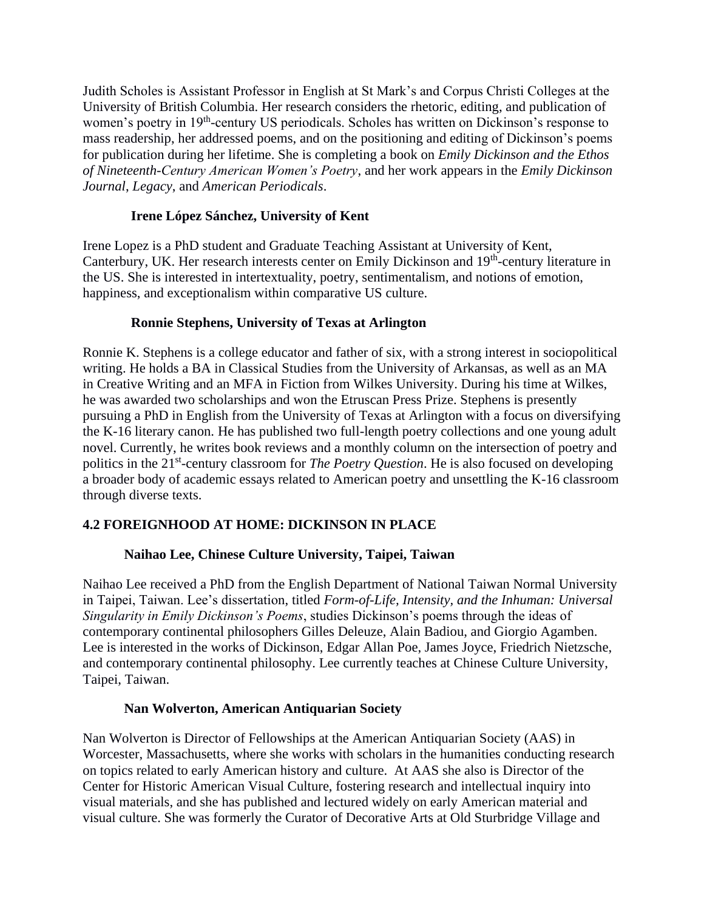Judith Scholes is Assistant Professor in English at St Mark's and Corpus Christi Colleges at the University of British Columbia. Her research considers the rhetoric, editing, and publication of women's poetry in 19th-century US periodicals. Scholes has written on Dickinson's response to mass readership, her addressed poems, and on the positioning and editing of Dickinson's poems for publication during her lifetime. She is completing a book on *Emily Dickinson and the Ethos of Nineteenth-Century American Women's Poetry*, and her work appears in the *Emily Dickinson Journal*, *Legacy*, and *American Periodicals*.

**Irene López Sánchez, University of Kent**

Irene Lopez is a PhD student and Graduate Teaching Assistant at University of Kent, Canterbury, UK. Her research interests center on Emily Dickinson and 19th-century literature in the US. She is interested in intertextuality, poetry, sentimentalism, and notions of emotion, happiness, and exceptionalism within comparative US culture.

**Ronnie Stephens, University of Texas at Arlington**

Ronnie K. Stephens is a college educator and father of six, with a strong interest in sociopolitical writing. He holds a BA in Classical Studies from the University of Arkansas, as well as an MA in Creative Writing and an MFA in Fiction from Wilkes University. During his time at Wilkes, he was awarded two scholarships and won the Etruscan Press Prize. Stephens is presently pursuing a PhD in English from the University of Texas at Arlington with a focus on diversifying the K-16 literary canon. He has published two full-length poetry collections and one young adult novel. Currently, he writes book reviews and a monthly column on the intersection of poetry and politics in the 21st-century classroom for *The Poetry Question*. He is also focused on developing a broader body of academic essays related to American poetry and unsettling the K-16 classroom through diverse texts.

## 4.2 FOREIGNHOOD AT HOME: DICKINSON IN PLACE

**Naihao Lee, Chinese Culture University, Taipei, Taiwan**

Naihao Lee received a PhD from the English Department of National Taiwan Normal University in Taipei, Taiwan. Lee's dissertation, titled *Form-of-Life, Intensity, and the Inhuman: Universal Singularity in Emily Dickinson's Poems*, studies Dickinson's poems through the ideas of contemporary continental philosophers Gilles Deleuze, Alain Badiou, and Giorgio Agamben. Lee is interested in the works of Dickinson, Edgar Allan Poe, James Joyce, Friedrich Nietzsche, and contemporary continental philosophy. Lee currently teaches at Chinese Culture University, Taipei, Taiwan.

**Nan Wolverton, American Antiquarian Society**

Nan Wolverton is Director of Fellowships at the American Antiquarian Society (AAS) in Worcester, Massachusetts, where she works with scholars in the humanities conducting research on topics related to early American history and culture. At AAS she also is Director of the Center for Historic American Visual Culture, fostering research and intellectual inquiry into visual materials, and she has published and lectured widely on early American material and visual culture. She was formerly the Curator of Decorative Arts at Old Sturbridge Village and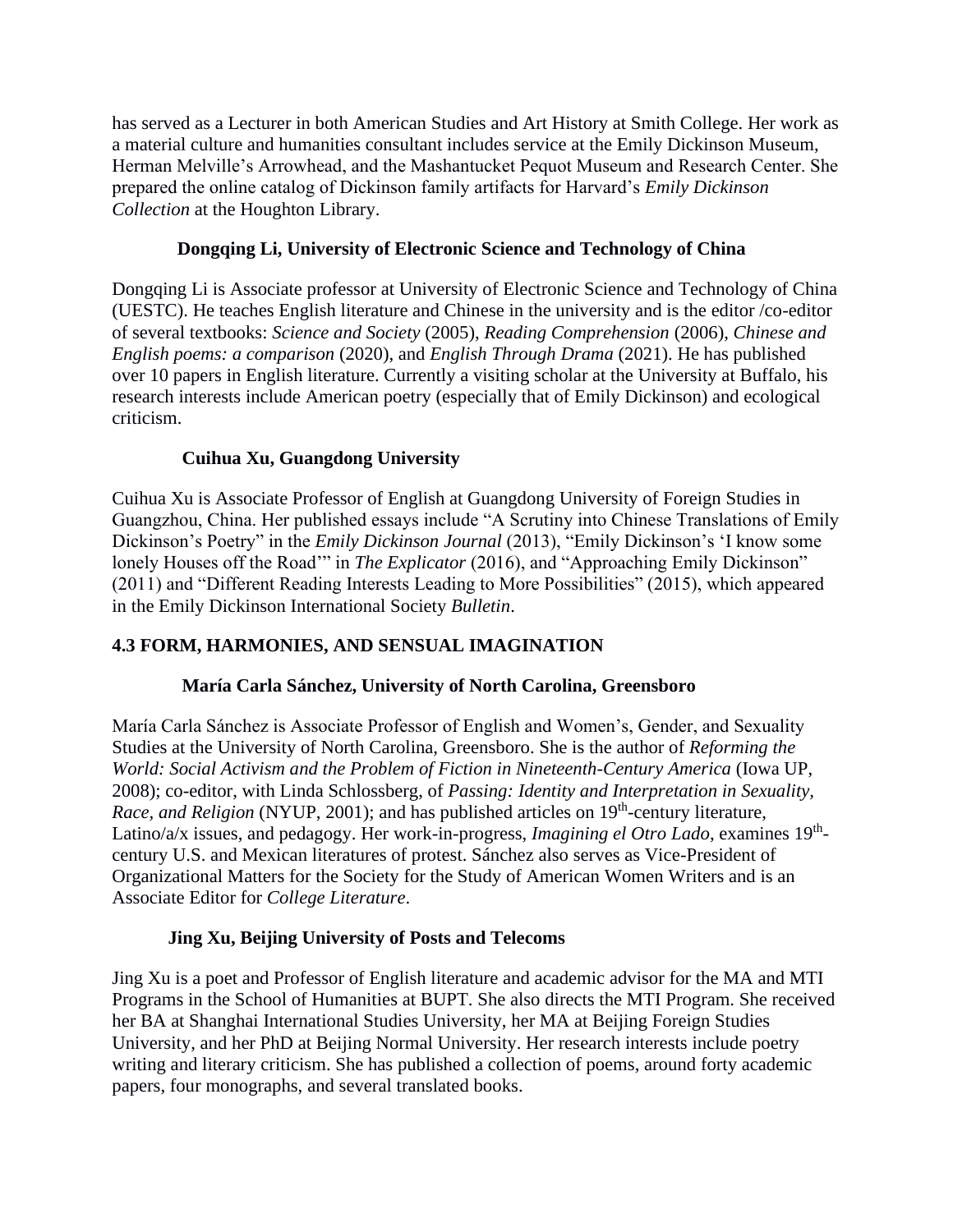has served as a Lecturer in both American Studies and Art History at Smith College. Her work as a material culture and humanities consultant includes service at the Emily Dickinson Museum, Herman Melville's Arrowhead, and the Mashantucket Pequot Museum and Research Center. She prepared the online catalog of Dickinson family artifacts for Harvard's *Emily Dickinson Collection* at the Houghton Library.

**Dongqing Li, University of Electronic Science and Technology of China**

Dongqing Li is Associate professor at University of Electronic Science and Technology of China (UESTC). He teaches English literature and Chinese in the university and is the editor /co-editor of several textbooks: *Science and Society* (2005), *Reading Comprehension* (2006), *Chinese and English poems: a comparison* (2020), and *English Through Drama* (2021). He has published over 10 papers in English literature. Currently a visiting scholar at the University at Buffalo, his research interests include American poetry (especially that of Emily Dickinson) and ecological criticism.

**Cuihua Xu, Guangdong University**

Cuihua Xu is Associate Professor of English at Guangdong University of Foreign Studies in Guangzhou, China. Her published essays include "A Scrutiny into Chinese Translations of Emily Dickinson's Poetry" in the *Emily Dickinson Journal* (2013), "Emily Dickinson's 'I know some lonely Houses off the Road'" in *The Explicator* (2016), and "Approaching Emily Dickinson" (2011) and "Different Reading Interests Leading to More Possibilities" (2015), which appeared in the Emily Dickinson International Society *Bulletin*.

## 4.3 FORM, HARMONIES, AND SENSUAL IMAGINATION

**María Carla Sánchez, University of North Carolina, Greensboro**

María Carla Sánchez is Associate Professor of English and Women's, Gender, and Sexuality Studies at the University of North Carolina, Greensboro. She is the author of *Reforming the World: Social Activism and the Problem of Fiction in Nineteenth-Century America* (Iowa UP, 2008); co-editor, with Linda Schlossberg, of *Passing: Identity and Interpretation in Sexuality, Race, and Religion* (NYUP, 2001); and has published articles on 19th-century literature, Latino/a/x issues, and pedagogy. Her work-in-progress, *Imagining el Otro Lado*, examines 19th-century U.S. and Mexican literatures of protest. Sánchez also serves as Vice-President of Organizational Matters for the Society for the Study of American Women Writers and is an Associate Editor for *College Literature*.

**Jing Xu, Beijing University of Posts and Telecoms**

Jing Xu is a poet and Professor of English literature and academic advisor for the MA and MTI Programs in the School of Humanities at BUPT. She also directs the MTI Program. She received her BA at Shanghai International Studies University, her MA at Beijing Foreign Studies University, and her PhD at Beijing Normal University. Her research interests include poetry writing and literary criticism. She has published a collection of poems, around forty academic papers, four monographs, and several translated books.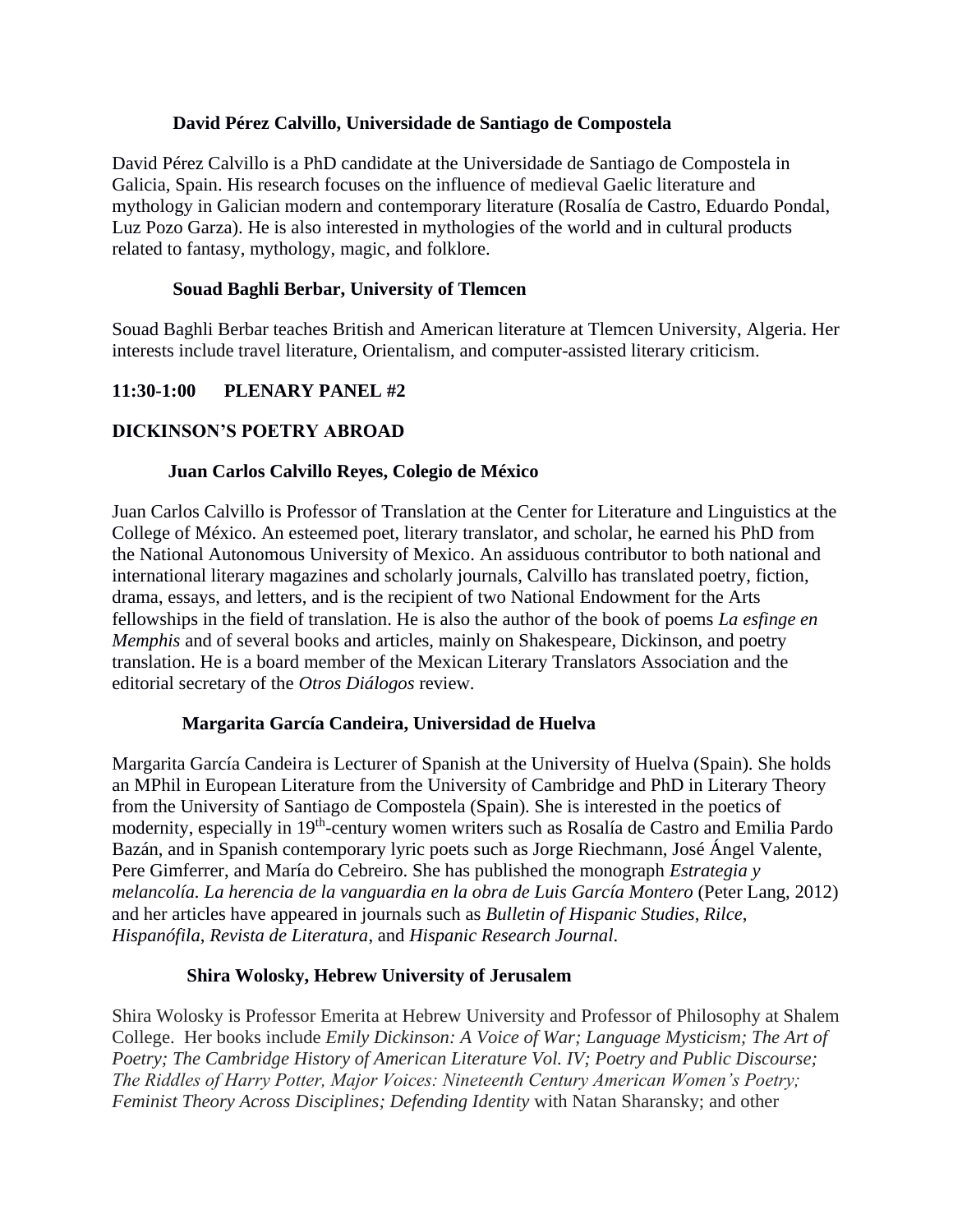**David Pérez Calvillo, Universidade de Santiago de Compostela**

David Pérez Calvillo is a PhD candidate at the Universidade de Santiago de Compostela in Galicia, Spain. His research focuses on the influence of medieval Gaelic literature and mythology in Galician modern and contemporary literature (Rosalía de Castro, Eduardo Pondal, Luz Pozo Garza). He is also interested in mythologies of the world and in cultural products related to fantasy, mythology, magic, and folklore.

**Souad Baghli Berbar, University of Tlemcen**

Souad Baghli Berbar teaches British and American literature at Tlemcen University, Algeria. Her interests include travel literature, Orientalism, and computer-assisted literary criticism.

**11:30-1:00 PLENARY PANEL #2**

**DICKINSON'S POETRY ABROAD**

**Juan Carlos Calvillo Reyes, Colegio de México**

Juan Carlos Calvillo is Professor of Translation at the Center for Literature and Linguistics at the College of México. An esteemed poet, literary translator, and scholar, he earned his PhD from the National Autonomous University of Mexico. An assiduous contributor to both national and international literary magazines and scholarly journals, Calvillo has translated poetry, fiction, drama, essays, and letters, and is the recipient of two National Endowment for the Arts fellowships in the field of translation. He is also the author of the book of poems *La esfinge en Memphis* and of several books and articles, mainly on Shakespeare, Dickinson, and poetry translation. He is a board member of the Mexican Literary Translators Association and the editorial secretary of the *Otros Diálogos* review.

**Margarita García Candeira, Universidad de Huelva**

Margarita García Candeira is Lecturer of Spanish at the University of Huelva (Spain). She holds an MPhil in European Literature from the University of Cambridge and PhD in Literary Theory from the University of Santiago de Compostela (Spain). She is interested in the poetics of modernity, especially in 19th-century women writers such as Rosalía de Castro and Emilia Pardo Bazán, and in Spanish contemporary lyric poets such as Jorge Riechmann, José Ángel Valente, Pere Gimferrer, and María do Cebreiro. She has published the monograph *Estrategia y melancolía. La herencia de la vanguardia en la obra de Luis García Montero* (Peter Lang, 2012) and her articles have appeared in journals such as *Bulletin of Hispanic Studies*, *Rilce*, *Hispanófila*, *Revista de Literatura*, and *Hispanic Research Journal*.

**Shira Wolosky, Hebrew University of Jerusalem**

Shira Wolosky is Professor Emerita at Hebrew University and Professor of Philosophy at Shalem College. Her books include *Emily Dickinson: A Voice of War; Language Mysticism; The Art of Poetry; The Cambridge History of American Literature Vol. IV; Poetry and Public Discourse; The Riddles of Harry Potter, Major Voices: Nineteenth Century American Women's Poetry; Feminist Theory Across Disciplines; Defending Identity* with Natan Sharansky; and other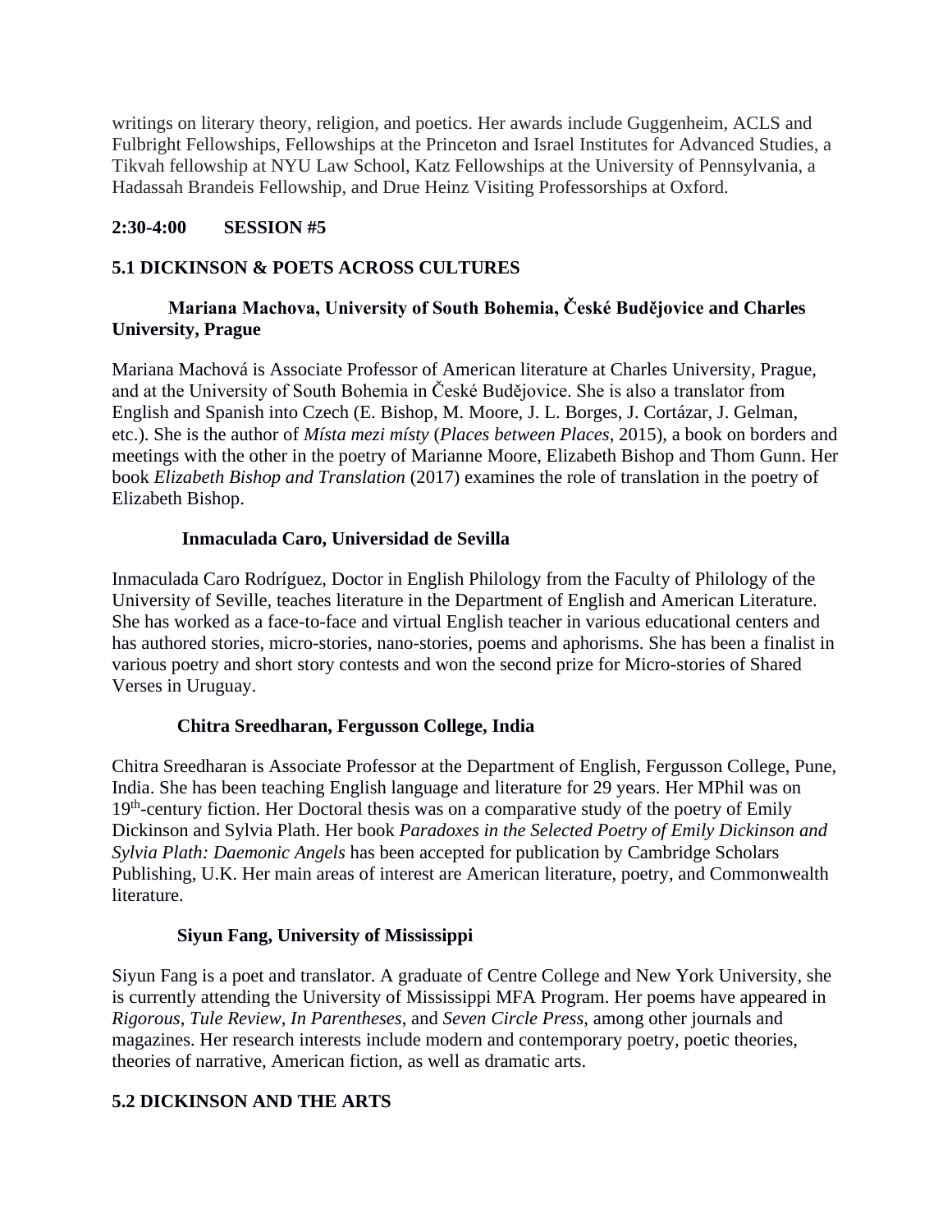writings on literary theory, religion, and poetics. Her awards include Guggenheim, ACLS and Fulbright Fellowships, Fellowships at the Princeton and Israel Institutes for Advanced Studies, a Tikvah fellowship at NYU Law School, Katz Fellowships at the University of Pennsylvania, a Hadassah Brandeis Fellowship, and Drue Heinz Visiting Professorships at Oxford.

**2:30-4:00 SESSION #5**

**5.1 DICKINSON & POETS ACROSS CULTURES**

**Mariana Machova, University of South Bohemia, České Budějovice and Charles University, Prague**

Mariana Machová is Associate Professor of American literature at Charles University, Prague, and at the University of South Bohemia in České Budějovice. She is also a translator from English and Spanish into Czech (E. Bishop, M. Moore, J. L. Borges, J. Cortázar, J. Gelman, etc.). She is the author of *Místa mezi místy* (*Places between Places*, 2015), a book on borders and meetings with the other in the poetry of Marianne Moore, Elizabeth Bishop and Thom Gunn. Her book *Elizabeth Bishop and Translation* (2017) examines the role of translation in the poetry of Elizabeth Bishop.

**Inmaculada Caro, Universidad de Sevilla**

Inmaculada Caro Rodríguez, Doctor in English Philology from the Faculty of Philology of the University of Seville, teaches literature in the Department of English and American Literature. She has worked as a face-to-face and virtual English teacher in various educational centers and has authored stories, micro-stories, nano-stories, poems and aphorisms. She has been a finalist in various poetry and short story contests and won the second prize for Micro-stories of Shared Verses in Uruguay.

**Chitra Sreedharan, Fergusson College, India**

Chitra Sreedharan is Associate Professor at the Department of English, Fergusson College, Pune, India. She has been teaching English language and literature for 29 years. Her MPhil was on 19th-century fiction. Her Doctoral thesis was on a comparative study of the poetry of Emily Dickinson and Sylvia Plath. Her book *Paradoxes in the Selected Poetry of Emily Dickinson and Sylvia Plath: Daemonic Angels* has been accepted for publication by Cambridge Scholars Publishing, U.K. Her main areas of interest are American literature, poetry, and Commonwealth literature.

**Siyun Fang, University of Mississippi**

Siyun Fang is a poet and translator. A graduate of Centre College and New York University, she is currently attending the University of Mississippi MFA Program. Her poems have appeared in *Rigorous*, *Tule Review*, *In Parentheses*, and *Seven Circle Press*, among other journals and magazines. Her research interests include modern and contemporary poetry, poetic theories, theories of narrative, American fiction, as well as dramatic arts.

**5.2 DICKINSON AND THE ARTS**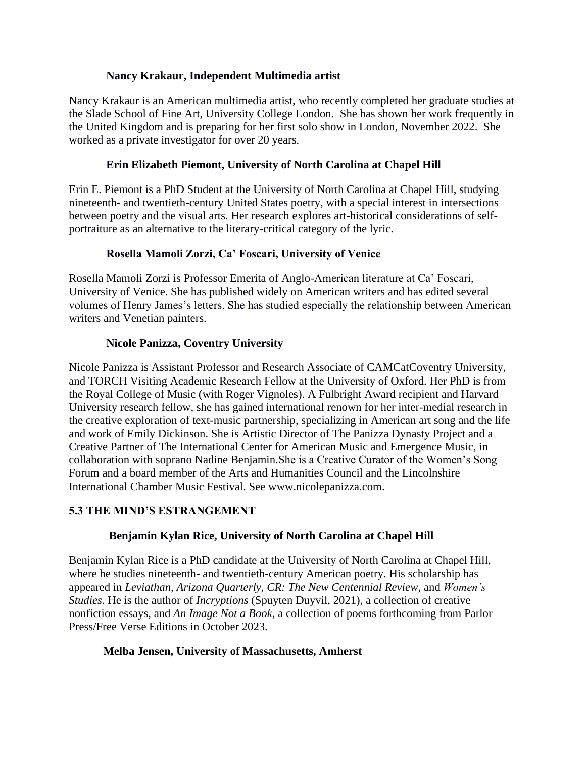**Nancy Krakaur, Independent Multimedia artist**

Nancy Krakaur is an American multimedia artist, who recently completed her graduate studies at the Slade School of Fine Art, University College London. She has shown her work frequently in the United Kingdom and is preparing for her first solo show in London, November 2022. She worked as a private investigator for over 20 years.

**Erin Elizabeth Piemont, University of North Carolina at Chapel Hill**

Erin E. Piemont is a PhD Student at the University of North Carolina at Chapel Hill, studying nineteenth- and twentieth-century United States poetry, with a special interest in intersections between poetry and the visual arts. Her research explores art-historical considerations of self-portraiture as an alternative to the literary-critical category of the lyric.

**Rosella Mamoli Zorzi, Ca' Foscari, University of Venice**

Rosella Mamoli Zorzi is Professor Emerita of Anglo-American literature at Ca' Foscari, University of Venice. She has published widely on American writers and has edited several volumes of Henry James's letters. She has studied especially the relationship between American writers and Venetian painters.

**Nicole Panizza, Coventry University**

Nicole Panizza is Assistant Professor and Research Associate of CAMCatCoventry University, and TORCH Visiting Academic Research Fellow at the University of Oxford. Her PhD is from the Royal College of Music (with Roger Vignoles). A Fulbright Award recipient and Harvard University research fellow, she has gained international renown for her inter-medial research in the creative exploration of text-music partnership, specializing in American art song and the life and work of Emily Dickinson. She is Artistic Director of The Panizza Dynasty Project and a Creative Partner of The International Center for American Music and Emergence Music, in collaboration with soprano Nadine Benjamin.She is a Creative Curator of the Women's Song Forum and a board member of the Arts and Humanities Council and the Lincolnshire International Chamber Music Festival. See www.nicolepanizza.com.

## 5.3 THE MIND'S ESTRANGEMENT

**Benjamin Kylan Rice, University of North Carolina at Chapel Hill**

Benjamin Kylan Rice is a PhD candidate at the University of North Carolina at Chapel Hill, where he studies nineteenth- and twentieth-century American poetry. His scholarship has appeared in *Leviathan, Arizona Quarterly, CR: The New Centennial Review*, and *Women's Studies*. He is the author of *Incryptions* (Spuyten Duyvil, 2021), a collection of creative nonfiction essays, and *An Image Not a Book*, a collection of poems forthcoming from Parlor Press/Free Verse Editions in October 2023.

**Melba Jensen, University of Massachusetts, Amherst**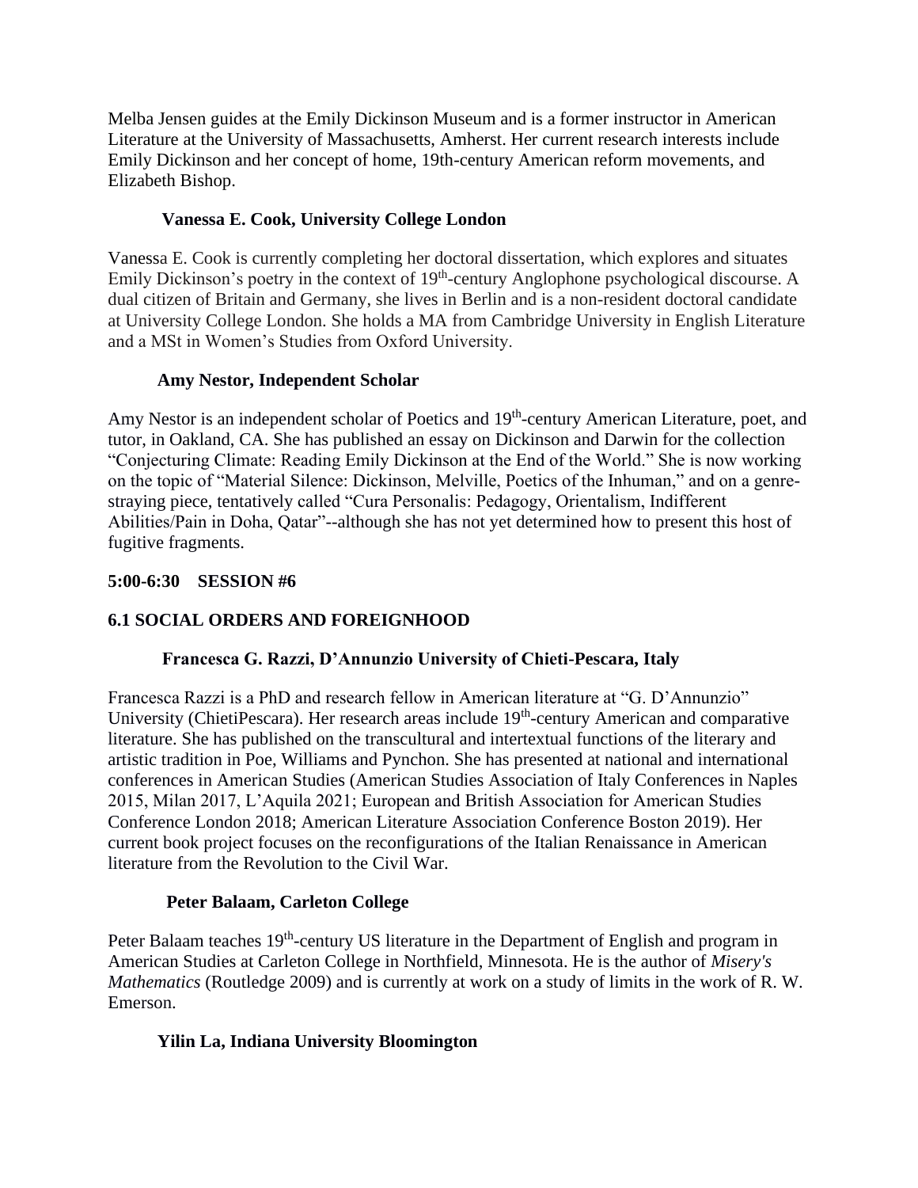Melba Jensen guides at the Emily Dickinson Museum and is a former instructor in American Literature at the University of Massachusetts, Amherst. Her current research interests include Emily Dickinson and her concept of home, 19th-century American reform movements, and Elizabeth Bishop.

**Vanessa E. Cook, University College London**

Vanessa E. Cook is currently completing her doctoral dissertation, which explores and situates Emily Dickinson's poetry in the context of 19th-century Anglophone psychological discourse. A dual citizen of Britain and Germany, she lives in Berlin and is a non-resident doctoral candidate at University College London. She holds a MA from Cambridge University in English Literature and a MSt in Women's Studies from Oxford University.

**Amy Nestor, Independent Scholar**

Amy Nestor is an independent scholar of Poetics and 19th-century American Literature, poet, and tutor, in Oakland, CA. She has published an essay on Dickinson and Darwin for the collection "Conjecturing Climate: Reading Emily Dickinson at the End of the World." She is now working on the topic of "Material Silence: Dickinson, Melville, Poetics of the Inhuman," and on a genre-straying piece, tentatively called "Cura Personalis: Pedagogy, Orientalism, Indifferent Abilities/Pain in Doha, Qatar"--although she has not yet determined how to present this host of fugitive fragments.

## 5:00-6:30 SESSION #6

## 6.1 SOCIAL ORDERS AND FOREIGNHOOD

**Francesca G. Razzi, D'Annunzio University of Chieti-Pescara, Italy**

Francesca Razzi is a PhD and research fellow in American literature at "G. D'Annunzio" University (ChietiPescara). Her research areas include 19th-century American and comparative literature. She has published on the transcultural and intertextual functions of the literary and artistic tradition in Poe, Williams and Pynchon. She has presented at national and international conferences in American Studies (American Studies Association of Italy Conferences in Naples 2015, Milan 2017, L'Aquila 2021; European and British Association for American Studies Conference London 2018; American Literature Association Conference Boston 2019). Her current book project focuses on the reconfigurations of the Italian Renaissance in American literature from the Revolution to the Civil War.

**Peter Balaam, Carleton College**

Peter Balaam teaches 19th-century US literature in the Department of English and program in American Studies at Carleton College in Northfield, Minnesota. He is the author of *Misery's Mathematics* (Routledge 2009) and is currently at work on a study of limits in the work of R. W. Emerson.

**Yilin La, Indiana University Bloomington**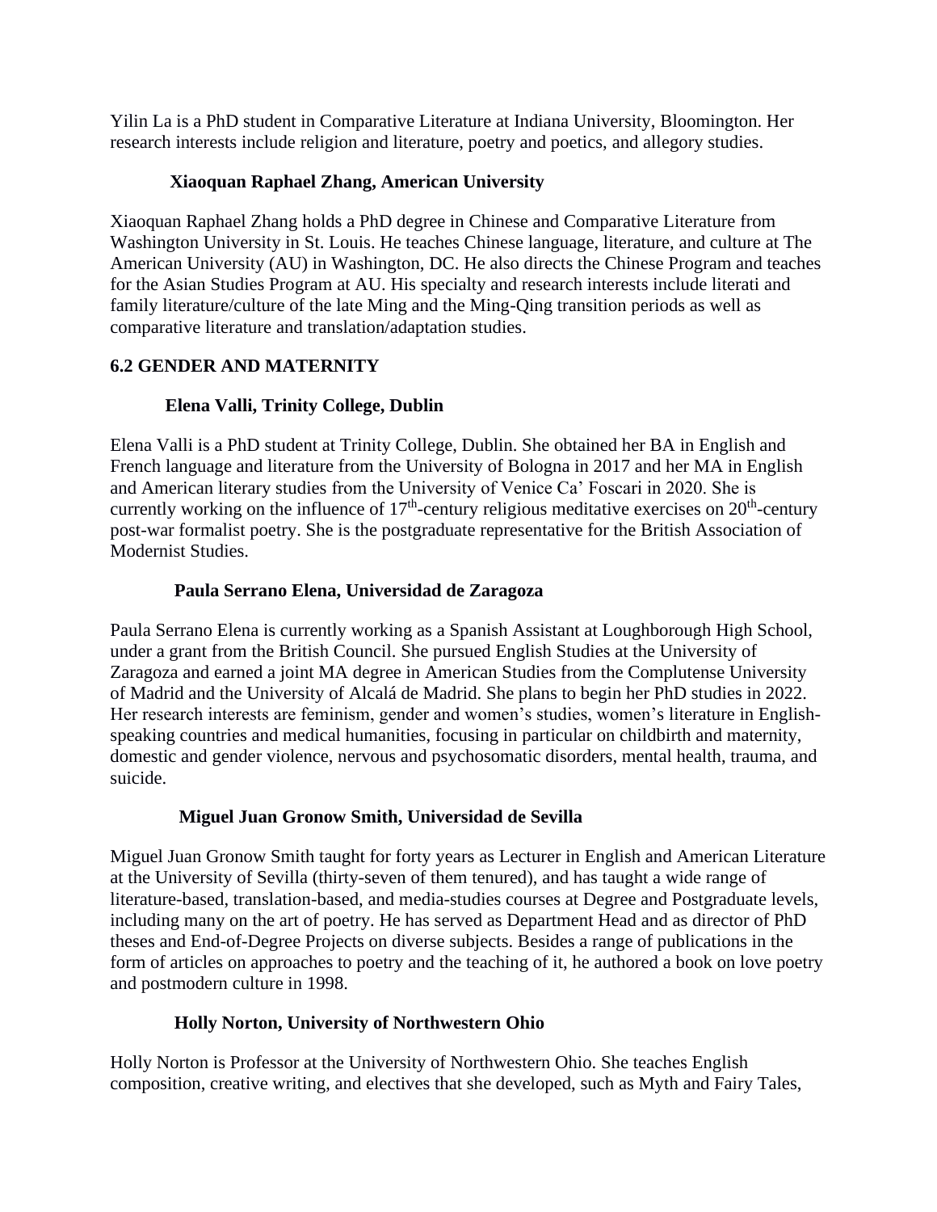Yilin La is a PhD student in Comparative Literature at Indiana University, Bloomington. Her research interests include religion and literature, poetry and poetics, and allegory studies.

**Xiaoquan Raphael Zhang, American University**

Xiaoquan Raphael Zhang holds a PhD degree in Chinese and Comparative Literature from Washington University in St. Louis. He teaches Chinese language, literature, and culture at The American University (AU) in Washington, DC. He also directs the Chinese Program and teaches for the Asian Studies Program at AU. His specialty and research interests include literati and family literature/culture of the late Ming and the Ming-Qing transition periods as well as comparative literature and translation/adaptation studies.

## 6.2 GENDER AND MATERNITY

**Elena Valli, Trinity College, Dublin**

Elena Valli is a PhD student at Trinity College, Dublin. She obtained her BA in English and French language and literature from the University of Bologna in 2017 and her MA in English and American literary studies from the University of Venice Ca' Foscari in 2020. She is currently working on the influence of 17th-century religious meditative exercises on 20th-century post-war formalist poetry. She is the postgraduate representative for the British Association of Modernist Studies.

**Paula Serrano Elena, Universidad de Zaragoza**

Paula Serrano Elena is currently working as a Spanish Assistant at Loughborough High School, under a grant from the British Council. She pursued English Studies at the University of Zaragoza and earned a joint MA degree in American Studies from the Complutense University of Madrid and the University of Alcalá de Madrid. She plans to begin her PhD studies in 2022. Her research interests are feminism, gender and women's studies, women's literature in English-speaking countries and medical humanities, focusing in particular on childbirth and maternity, domestic and gender violence, nervous and psychosomatic disorders, mental health, trauma, and suicide.

**Miguel Juan Gronow Smith, Universidad de Sevilla**

Miguel Juan Gronow Smith taught for forty years as Lecturer in English and American Literature at the University of Sevilla (thirty-seven of them tenured), and has taught a wide range of literature-based, translation-based, and media-studies courses at Degree and Postgraduate levels, including many on the art of poetry. He has served as Department Head and as director of PhD theses and End-of-Degree Projects on diverse subjects. Besides a range of publications in the form of articles on approaches to poetry and the teaching of it, he authored a book on love poetry and postmodern culture in 1998.

**Holly Norton, University of Northwestern Ohio**

Holly Norton is Professor at the University of Northwestern Ohio. She teaches English composition, creative writing, and electives that she developed, such as Myth and Fairy Tales,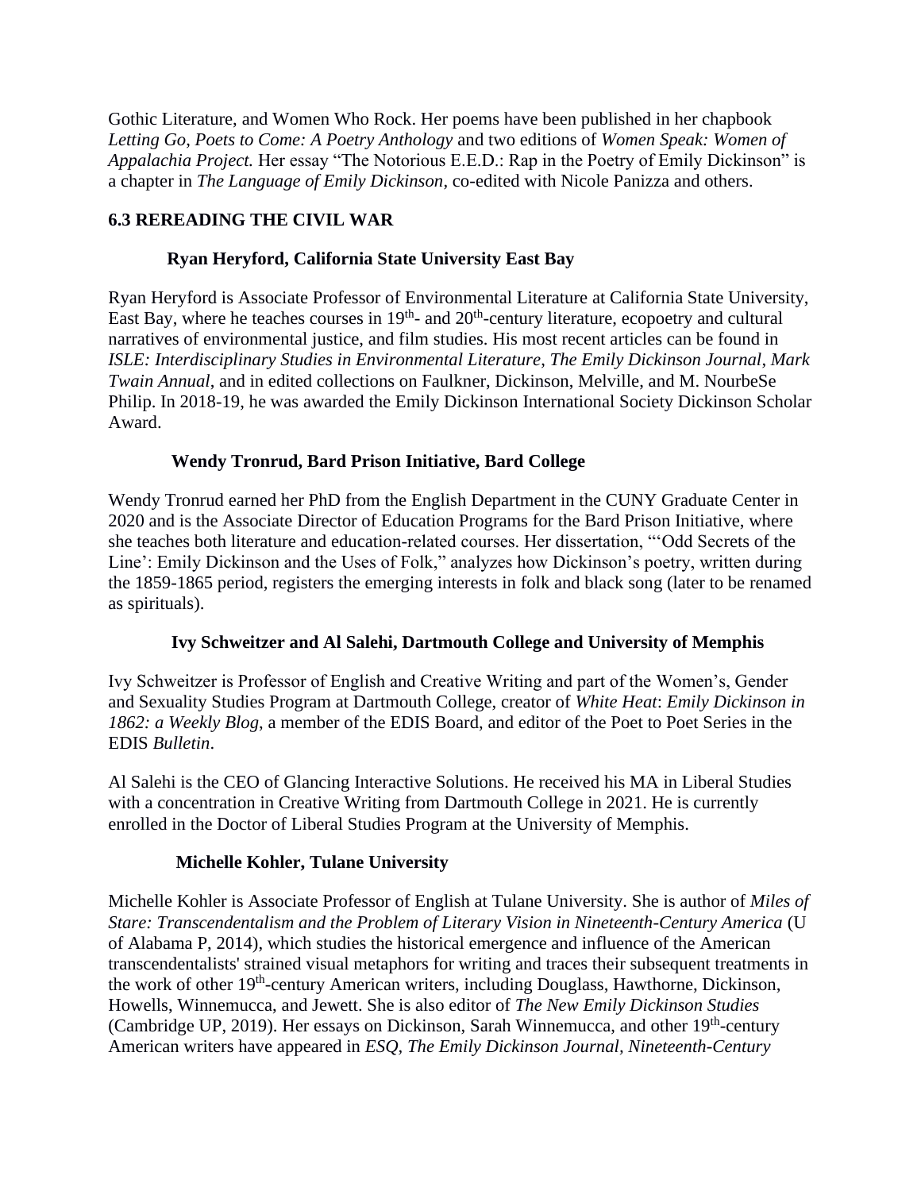Gothic Literature, and Women Who Rock. Her poems have been published in her chapbook *Letting Go*, *Poets to Come: A Poetry Anthology* and two editions of *Women Speak: Women of Appalachia Project.* Her essay "The Notorious E.E.D.: Rap in the Poetry of Emily Dickinson" is a chapter in *The Language of Emily Dickinson*, co-edited with Nicole Panizza and others.

## 6.3 REREADING THE CIVIL WAR

### Ryan Heryford, California State University East Bay

Ryan Heryford is Associate Professor of Environmental Literature at California State University, East Bay, where he teaches courses in 19th- and 20th-century literature, ecopoetry and cultural narratives of environmental justice, and film studies. His most recent articles can be found in *ISLE: Interdisciplinary Studies in Environmental Literature*, *The Emily Dickinson Journal*, *Mark Twain Annual*, and in edited collections on Faulkner, Dickinson, Melville, and M. NourbeSe Philip. In 2018-19, he was awarded the Emily Dickinson International Society Dickinson Scholar Award.

### Wendy Tronrud, Bard Prison Initiative, Bard College

Wendy Tronrud earned her PhD from the English Department in the CUNY Graduate Center in 2020 and is the Associate Director of Education Programs for the Bard Prison Initiative, where she teaches both literature and education-related courses. Her dissertation, "'Odd Secrets of the Line': Emily Dickinson and the Uses of Folk," analyzes how Dickinson's poetry, written during the 1859-1865 period, registers the emerging interests in folk and black song (later to be renamed as spirituals).

### Ivy Schweitzer and Al Salehi, Dartmouth College and University of Memphis

Ivy Schweitzer is Professor of English and Creative Writing and part of the Women's, Gender and Sexuality Studies Program at Dartmouth College, creator of *White Heat*: *Emily Dickinson in 1862: a Weekly Blog*, a member of the EDIS Board, and editor of the Poet to Poet Series in the EDIS *Bulletin*.

Al Salehi is the CEO of Glancing Interactive Solutions. He received his MA in Liberal Studies with a concentration in Creative Writing from Dartmouth College in 2021. He is currently enrolled in the Doctor of Liberal Studies Program at the University of Memphis.

### Michelle Kohler, Tulane University

Michelle Kohler is Associate Professor of English at Tulane University. She is author of *Miles of Stare: Transcendentalism and the Problem of Literary Vision in Nineteenth-Century America* (U of Alabama P, 2014), which studies the historical emergence and influence of the American transcendentalists' strained visual metaphors for writing and traces their subsequent treatments in the work of other 19th-century American writers, including Douglass, Hawthorne, Dickinson, Howells, Winnemucca, and Jewett. She is also editor of *The New Emily Dickinson Studies* (Cambridge UP, 2019). Her essays on Dickinson, Sarah Winnemucca, and other 19th-century American writers have appeared in *ESQ, The Emily Dickinson Journal*, *Nineteenth-Century*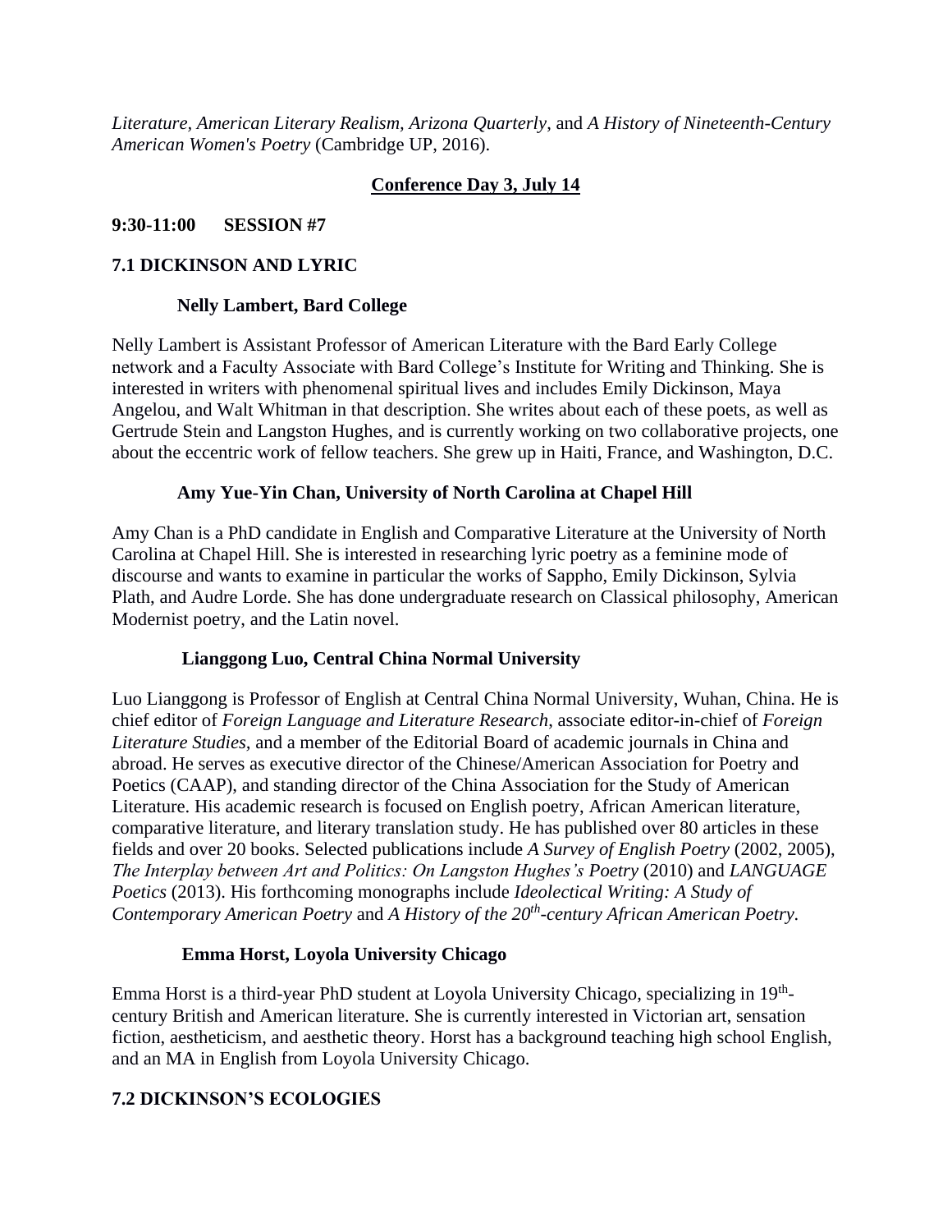*Literature, American Literary Realism, Arizona Quarterly*, and *A History of Nineteenth-Century American Women's Poetry* (Cambridge UP, 2016).

## Conference Day 3, July 14

**9:30-11:00 SESSION #7**

### 7.1 DICKINSON AND LYRIC

**Nelly Lambert, Bard College**

Nelly Lambert is Assistant Professor of American Literature with the Bard Early College network and a Faculty Associate with Bard College's Institute for Writing and Thinking. She is interested in writers with phenomenal spiritual lives and includes Emily Dickinson, Maya Angelou, and Walt Whitman in that description. She writes about each of these poets, as well as Gertrude Stein and Langston Hughes, and is currently working on two collaborative projects, one about the eccentric work of fellow teachers. She grew up in Haiti, France, and Washington, D.C.

**Amy Yue-Yin Chan, University of North Carolina at Chapel Hill**

Amy Chan is a PhD candidate in English and Comparative Literature at the University of North Carolina at Chapel Hill. She is interested in researching lyric poetry as a feminine mode of discourse and wants to examine in particular the works of Sappho, Emily Dickinson, Sylvia Plath, and Audre Lorde. She has done undergraduate research on Classical philosophy, American Modernist poetry, and the Latin novel.

**Lianggong Luo, Central China Normal University**

Luo Lianggong is Professor of English at Central China Normal University, Wuhan, China. He is chief editor of *Foreign Language and Literature Research*, associate editor-in-chief of *Foreign Literature Studies*, and a member of the Editorial Board of academic journals in China and abroad. He serves as executive director of the Chinese/American Association for Poetry and Poetics (CAAP), and standing director of the China Association for the Study of American Literature. His academic research is focused on English poetry, African American literature, comparative literature, and literary translation study. He has published over 80 articles in these fields and over 20 books. Selected publications include *A Survey of English Poetry* (2002, 2005), *The Interplay between Art and Politics: On Langston Hughes's Poetry* (2010) and *LANGUAGE Poetics* (2013). His forthcoming monographs include *Ideolectical Writing: A Study of Contemporary American Poetry* and *A History of the 20th-century African American Poetry.*

**Emma Horst, Loyola University Chicago**

Emma Horst is a third-year PhD student at Loyola University Chicago, specializing in 19th-century British and American literature. She is currently interested in Victorian art, sensation fiction, aestheticism, and aesthetic theory. Horst has a background teaching high school English, and an MA in English from Loyola University Chicago.

### 7.2 DICKINSON'S ECOLOGIES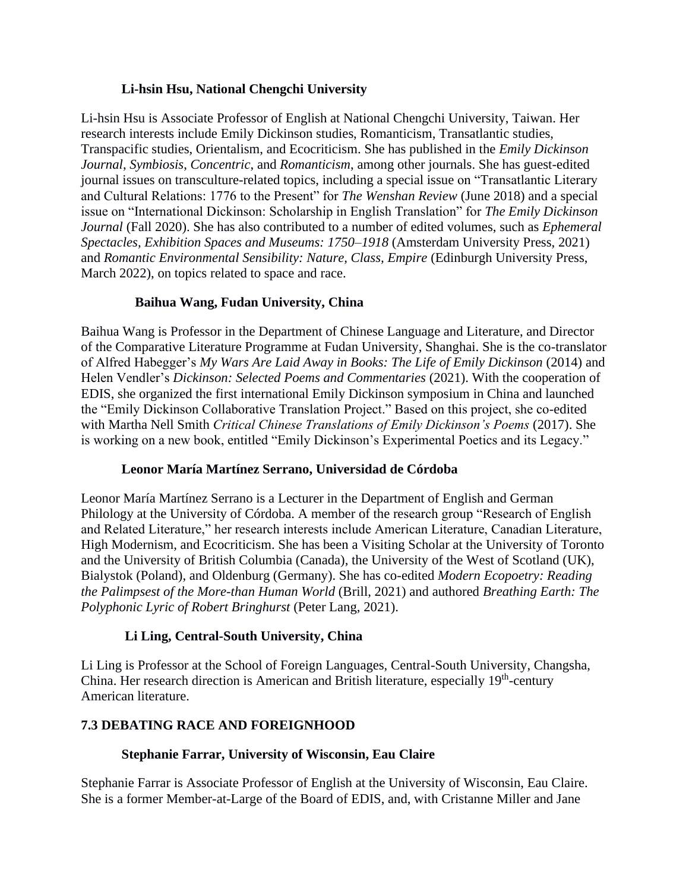**Li-hsin Hsu, National Chengchi University**

Li-hsin Hsu is Associate Professor of English at National Chengchi University, Taiwan. Her research interests include Emily Dickinson studies, Romanticism, Transatlantic studies, Transpacific studies, Orientalism, and Ecocriticism. She has published in the *Emily Dickinson Journal*, *Symbiosis*, *Concentric*, and *Romanticism*, among other journals. She has guest-edited journal issues on transculture-related topics, including a special issue on "Transatlantic Literary and Cultural Relations: 1776 to the Present" for *The Wenshan Review* (June 2018) and a special issue on "International Dickinson: Scholarship in English Translation" for *The Emily Dickinson Journal* (Fall 2020). She has also contributed to a number of edited volumes, such as *Ephemeral Spectacles, Exhibition Spaces and Museums: 1750–1918* (Amsterdam University Press, 2021) and *Romantic Environmental Sensibility: Nature, Class, Empire* (Edinburgh University Press, March 2022), on topics related to space and race.

**Baihua Wang, Fudan University, China**

Baihua Wang is Professor in the Department of Chinese Language and Literature, and Director of the Comparative Literature Programme at Fudan University, Shanghai. She is the co-translator of Alfred Habegger's *My Wars Are Laid Away in Books: The Life of Emily Dickinson* (2014) and Helen Vendler's *Dickinson: Selected Poems and Commentaries* (2021). With the cooperation of EDIS, she organized the first international Emily Dickinson symposium in China and launched the "Emily Dickinson Collaborative Translation Project." Based on this project, she co-edited with Martha Nell Smith *Critical Chinese Translations of Emily Dickinson's Poems* (2017). She is working on a new book, entitled "Emily Dickinson's Experimental Poetics and its Legacy."

**Leonor María Martínez Serrano, Universidad de Córdoba**

Leonor María Martínez Serrano is a Lecturer in the Department of English and German Philology at the University of Córdoba. A member of the research group "Research of English and Related Literature," her research interests include American Literature, Canadian Literature, High Modernism, and Ecocriticism. She has been a Visiting Scholar at the University of Toronto and the University of British Columbia (Canada), the University of the West of Scotland (UK), Bialystok (Poland), and Oldenburg (Germany). She has co-edited *Modern Ecopoetry: Reading the Palimpsest of the More-than Human World* (Brill, 2021) and authored *Breathing Earth: The Polyphonic Lyric of Robert Bringhurst* (Peter Lang, 2021).

**Li Ling, Central-South University, China**

Li Ling is Professor at the School of Foreign Languages, Central-South University, Changsha, China. Her research direction is American and British literature, especially 19th-century American literature.

## 7.3 DEBATING RACE AND FOREIGNHOOD

**Stephanie Farrar, University of Wisconsin, Eau Claire**

Stephanie Farrar is Associate Professor of English at the University of Wisconsin, Eau Claire. She is a former Member-at-Large of the Board of EDIS, and, with Cristanne Miller and Jane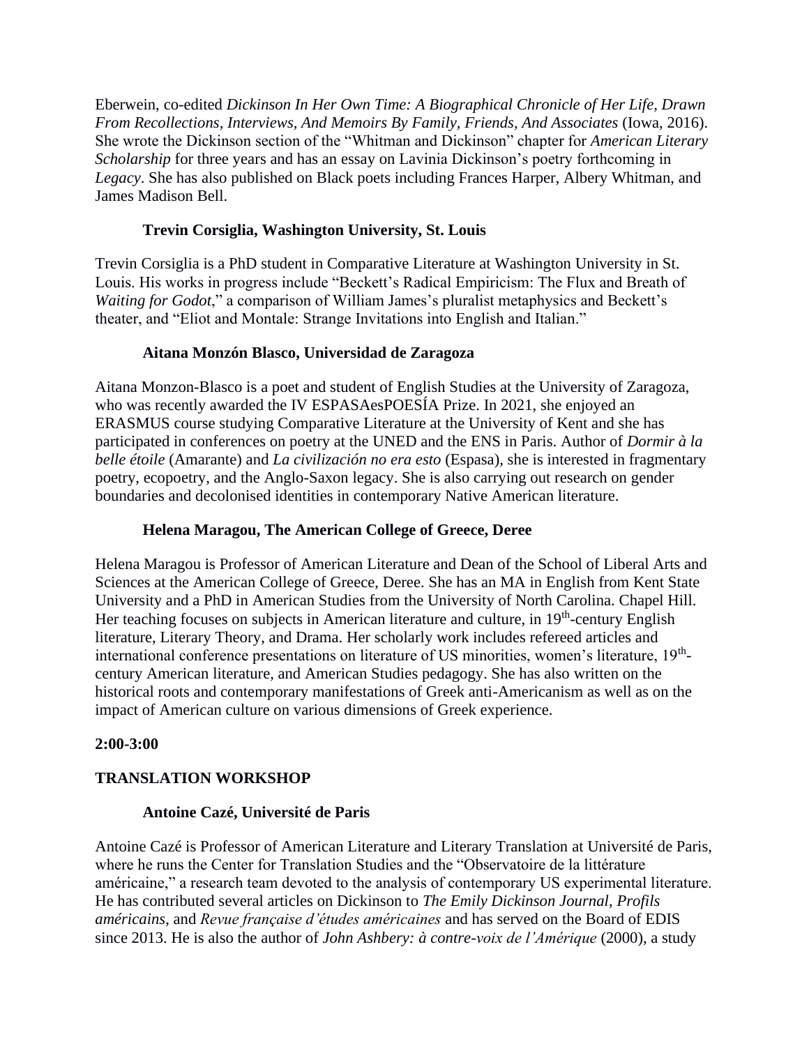Eberwein, co-edited *Dickinson In Her Own Time: A Biographical Chronicle of Her Life, Drawn From Recollections, Interviews, And Memoirs By Family, Friends, And Associates* (Iowa, 2016). She wrote the Dickinson section of the "Whitman and Dickinson" chapter for *American Literary Scholarship* for three years and has an essay on Lavinia Dickinson's poetry forthcoming in *Legacy*. She has also published on Black poets including Frances Harper, Albery Whitman, and James Madison Bell.

**Trevin Corsiglia, Washington University, St. Louis**

Trevin Corsiglia is a PhD student in Comparative Literature at Washington University in St. Louis. His works in progress include "Beckett's Radical Empiricism: The Flux and Breath of *Waiting for Godot*," a comparison of William James's pluralist metaphysics and Beckett's theater, and "Eliot and Montale: Strange Invitations into English and Italian."

**Aitana Monzón Blasco, Universidad de Zaragoza**

Aitana Monzon-Blasco is a poet and student of English Studies at the University of Zaragoza, who was recently awarded the IV ESPASAesPOESÍA Prize. In 2021, she enjoyed an ERASMUS course studying Comparative Literature at the University of Kent and she has participated in conferences on poetry at the UNED and the ENS in Paris. Author of *Dormir à la belle étoile* (Amarante) and *La civilización no era esto* (Espasa), she is interested in fragmentary poetry, ecopoetry, and the Anglo-Saxon legacy. She is also carrying out research on gender boundaries and decolonised identities in contemporary Native American literature.

**Helena Maragou, The American College of Greece, Deree**

Helena Maragou is Professor of American Literature and Dean of the School of Liberal Arts and Sciences at the American College of Greece, Deree. She has an MA in English from Kent State University and a PhD in American Studies from the University of North Carolina. Chapel Hill. Her teaching focuses on subjects in American literature and culture, in 19th-century English literature, Literary Theory, and Drama. Her scholarly work includes refereed articles and international conference presentations on literature of US minorities, women's literature, 19th-century American literature, and American Studies pedagogy. She has also written on the historical roots and contemporary manifestations of Greek anti-Americanism as well as on the impact of American culture on various dimensions of Greek experience.

**2:00-3:00**

**TRANSLATION WORKSHOP**

**Antoine Cazé, Université de Paris**

Antoine Cazé is Professor of American Literature and Literary Translation at Université de Paris, where he runs the Center for Translation Studies and the "Observatoire de la littérature américaine," a research team devoted to the analysis of contemporary US experimental literature. He has contributed several articles on Dickinson to *The Emily Dickinson Journal*, *Profils américains*, and *Revue française d'études américaines* and has served on the Board of EDIS since 2013. He is also the author of *John Ashbery: à contre-voix de l'Amérique* (2000), a study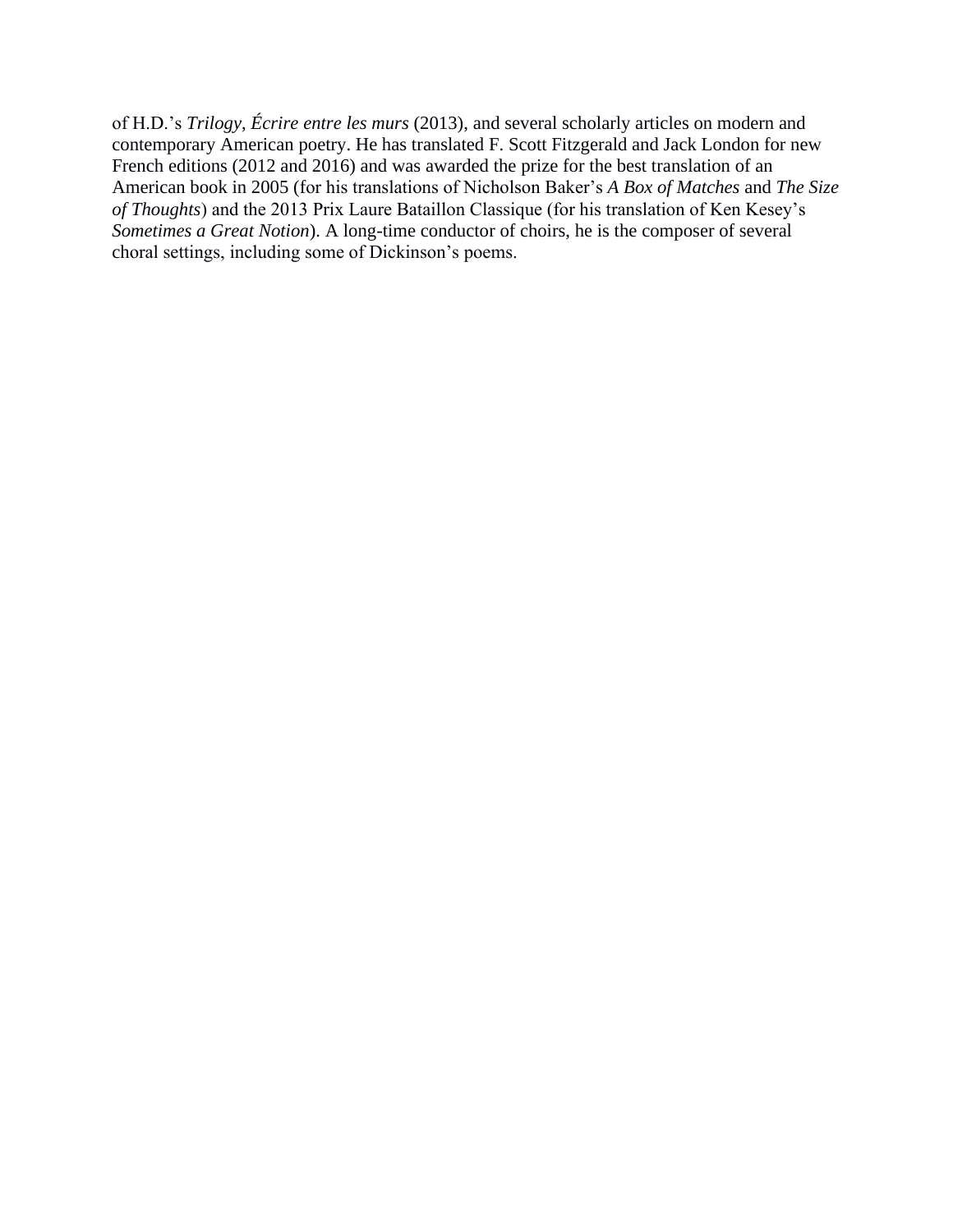of H.D.'s *Trilogy*, *Écrire entre les murs* (2013), and several scholarly articles on modern and contemporary American poetry. He has translated F. Scott Fitzgerald and Jack London for new French editions (2012 and 2016) and was awarded the prize for the best translation of an American book in 2005 (for his translations of Nicholson Baker's *A Box of Matches* and *The Size of Thoughts*) and the 2013 Prix Laure Bataillon Classique (for his translation of Ken Kesey's *Sometimes a Great Notion*). A long-time conductor of choirs, he is the composer of several choral settings, including some of Dickinson's poems.